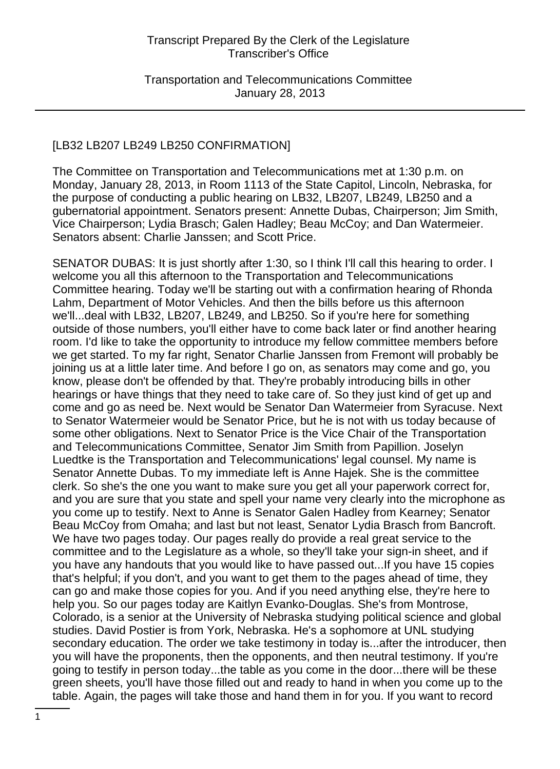[LB32 LB207 LB249 LB250 CONFIRMATION]

The Committee on Transportation and Telecommunications met at 1:30 p.m. on Monday, January 28, 2013, in Room 1113 of the State Capitol, Lincoln, Nebraska, for the purpose of conducting a public hearing on LB32, LB207, LB249, LB250 and a gubernatorial appointment. Senators present: Annette Dubas, Chairperson; Jim Smith, Vice Chairperson; Lydia Brasch; Galen Hadley; Beau McCoy; and Dan Watermeier. Senators absent: Charlie Janssen; and Scott Price.

SENATOR DUBAS: It is just shortly after 1:30, so I think I'll call this hearing to order. I welcome you all this afternoon to the Transportation and Telecommunications Committee hearing. Today we'll be starting out with a confirmation hearing of Rhonda Lahm, Department of Motor Vehicles. And then the bills before us this afternoon we'll...deal with LB32, LB207, LB249, and LB250. So if you're here for something outside of those numbers, you'll either have to come back later or find another hearing room. I'd like to take the opportunity to introduce my fellow committee members before we get started. To my far right, Senator Charlie Janssen from Fremont will probably be joining us at a little later time. And before I go on, as senators may come and go, you know, please don't be offended by that. They're probably introducing bills in other hearings or have things that they need to take care of. So they just kind of get up and come and go as need be. Next would be Senator Dan Watermeier from Syracuse. Next to Senator Watermeier would be Senator Price, but he is not with us today because of some other obligations. Next to Senator Price is the Vice Chair of the Transportation and Telecommunications Committee, Senator Jim Smith from Papillion. Joselyn Luedtke is the Transportation and Telecommunications' legal counsel. My name is Senator Annette Dubas. To my immediate left is Anne Hajek. She is the committee clerk. So she's the one you want to make sure you get all your paperwork correct for, and you are sure that you state and spell your name very clearly into the microphone as you come up to testify. Next to Anne is Senator Galen Hadley from Kearney; Senator Beau McCoy from Omaha; and last but not least, Senator Lydia Brasch from Bancroft. We have two pages today. Our pages really do provide a real great service to the committee and to the Legislature as a whole, so they'll take your sign-in sheet, and if you have any handouts that you would like to have passed out...If you have 15 copies that's helpful; if you don't, and you want to get them to the pages ahead of time, they can go and make those copies for you. And if you need anything else, they're here to help you. So our pages today are Kaitlyn Evanko-Douglas. She's from Montrose, Colorado, is a senior at the University of Nebraska studying political science and global studies. David Postier is from York, Nebraska. He's a sophomore at UNL studying secondary education. The order we take testimony in today is...after the introducer, then you will have the proponents, then the opponents, and then neutral testimony. If you're going to testify in person today...the table as you come in the door...there will be these green sheets, you'll have those filled out and ready to hand in when you come up to the table. Again, the pages will take those and hand them in for you. If you want to record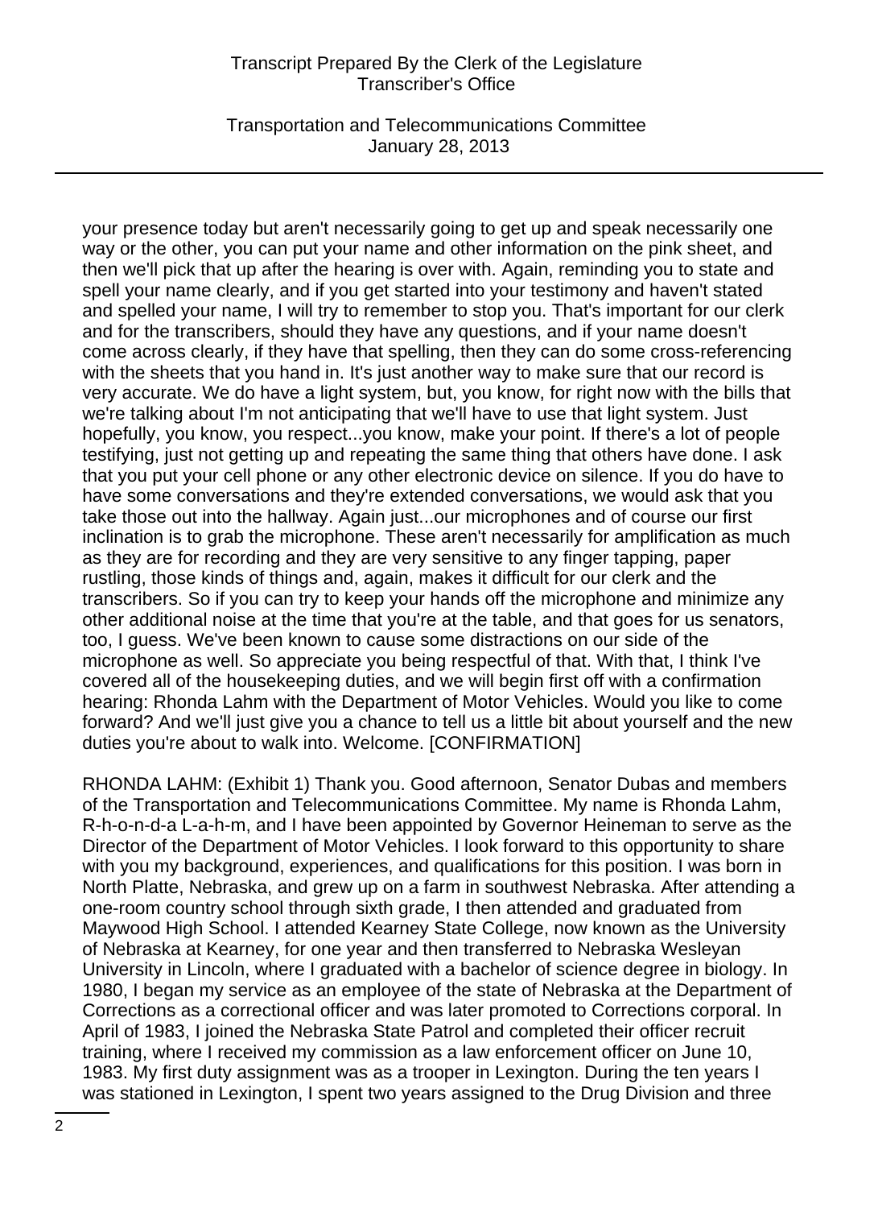your presence today but aren't necessarily going to get up and speak necessarily one way or the other, you can put your name and other information on the pink sheet, and then we'll pick that up after the hearing is over with. Again, reminding you to state and spell your name clearly, and if you get started into your testimony and haven't stated and spelled your name, I will try to remember to stop you. That's important for our clerk and for the transcribers, should they have any questions, and if your name doesn't come across clearly, if they have that spelling, then they can do some cross-referencing with the sheets that you hand in. It's just another way to make sure that our record is very accurate. We do have a light system, but, you know, for right now with the bills that we're talking about I'm not anticipating that we'll have to use that light system. Just hopefully, you know, you respect...you know, make your point. If there's a lot of people testifying, just not getting up and repeating the same thing that others have done. I ask that you put your cell phone or any other electronic device on silence. If you do have to have some conversations and they're extended conversations, we would ask that you take those out into the hallway. Again just...our microphones and of course our first inclination is to grab the microphone. These aren't necessarily for amplification as much as they are for recording and they are very sensitive to any finger tapping, paper rustling, those kinds of things and, again, makes it difficult for our clerk and the transcribers. So if you can try to keep your hands off the microphone and minimize any other additional noise at the time that you're at the table, and that goes for us senators, too, I guess. We've been known to cause some distractions on our side of the microphone as well. So appreciate you being respectful of that. With that, I think I've covered all of the housekeeping duties, and we will begin first off with a confirmation hearing: Rhonda Lahm with the Department of Motor Vehicles. Would you like to come forward? And we'll just give you a chance to tell us a little bit about yourself and the new duties you're about to walk into. Welcome. [CONFIRMATION]

RHONDA LAHM: (Exhibit 1) Thank you. Good afternoon, Senator Dubas and members of the Transportation and Telecommunications Committee. My name is Rhonda Lahm, R-h-o-n-d-a L-a-h-m, and I have been appointed by Governor Heineman to serve as the Director of the Department of Motor Vehicles. I look forward to this opportunity to share with you my background, experiences, and qualifications for this position. I was born in North Platte, Nebraska, and grew up on a farm in southwest Nebraska. After attending a one-room country school through sixth grade, I then attended and graduated from Maywood High School. I attended Kearney State College, now known as the University of Nebraska at Kearney, for one year and then transferred to Nebraska Wesleyan University in Lincoln, where I graduated with a bachelor of science degree in biology. In 1980, I began my service as an employee of the state of Nebraska at the Department of Corrections as a correctional officer and was later promoted to Corrections corporal. In April of 1983, I joined the Nebraska State Patrol and completed their officer recruit training, where I received my commission as a law enforcement officer on June 10, 1983. My first duty assignment was as a trooper in Lexington. During the ten years I was stationed in Lexington, I spent two years assigned to the Drug Division and three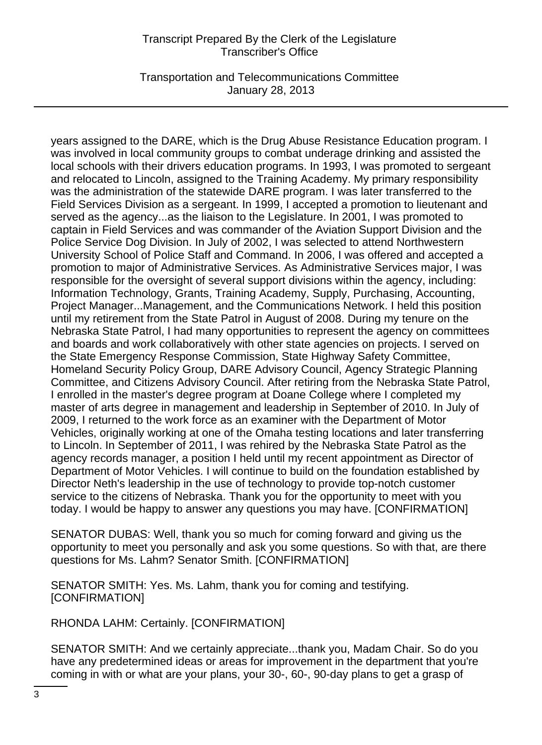years assigned to the DARE, which is the Drug Abuse Resistance Education program. I was involved in local community groups to combat underage drinking and assisted the local schools with their drivers education programs. In 1993, I was promoted to sergeant and relocated to Lincoln, assigned to the Training Academy. My primary responsibility was the administration of the statewide DARE program. I was later transferred to the Field Services Division as a sergeant. In 1999, I accepted a promotion to lieutenant and served as the agency...as the liaison to the Legislature. In 2001, I was promoted to captain in Field Services and was commander of the Aviation Support Division and the Police Service Dog Division. In July of 2002, I was selected to attend Northwestern University School of Police Staff and Command. In 2006, I was offered and accepted a promotion to major of Administrative Services. As Administrative Services major, I was responsible for the oversight of several support divisions within the agency, including: Information Technology, Grants, Training Academy, Supply, Purchasing, Accounting, Project Manager...Management, and the Communications Network. I held this position until my retirement from the State Patrol in August of 2008. During my tenure on the Nebraska State Patrol, I had many opportunities to represent the agency on committees and boards and work collaboratively with other state agencies on projects. I served on the State Emergency Response Commission, State Highway Safety Committee, Homeland Security Policy Group, DARE Advisory Council, Agency Strategic Planning Committee, and Citizens Advisory Council. After retiring from the Nebraska State Patrol, I enrolled in the master's degree program at Doane College where I completed my master of arts degree in management and leadership in September of 2010. In July of 2009, I returned to the work force as an examiner with the Department of Motor Vehicles, originally working at one of the Omaha testing locations and later transferring to Lincoln. In September of 2011, I was rehired by the Nebraska State Patrol as the agency records manager, a position I held until my recent appointment as Director of Department of Motor Vehicles. I will continue to build on the foundation established by Director Neth's leadership in the use of technology to provide top-notch customer service to the citizens of Nebraska. Thank you for the opportunity to meet with you today. I would be happy to answer any questions you may have. [CONFIRMATION]

SENATOR DUBAS: Well, thank you so much for coming forward and giving us the opportunity to meet you personally and ask you some questions. So with that, are there questions for Ms. Lahm? Senator Smith. [CONFIRMATION]

SENATOR SMITH: Yes. Ms. Lahm, thank you for coming and testifying. [CONFIRMATION]

RHONDA LAHM: Certainly. [CONFIRMATION]

SENATOR SMITH: And we certainly appreciate...thank you, Madam Chair. So do you have any predetermined ideas or areas for improvement in the department that you're coming in with or what are your plans, your 30-, 60-, 90-day plans to get a grasp of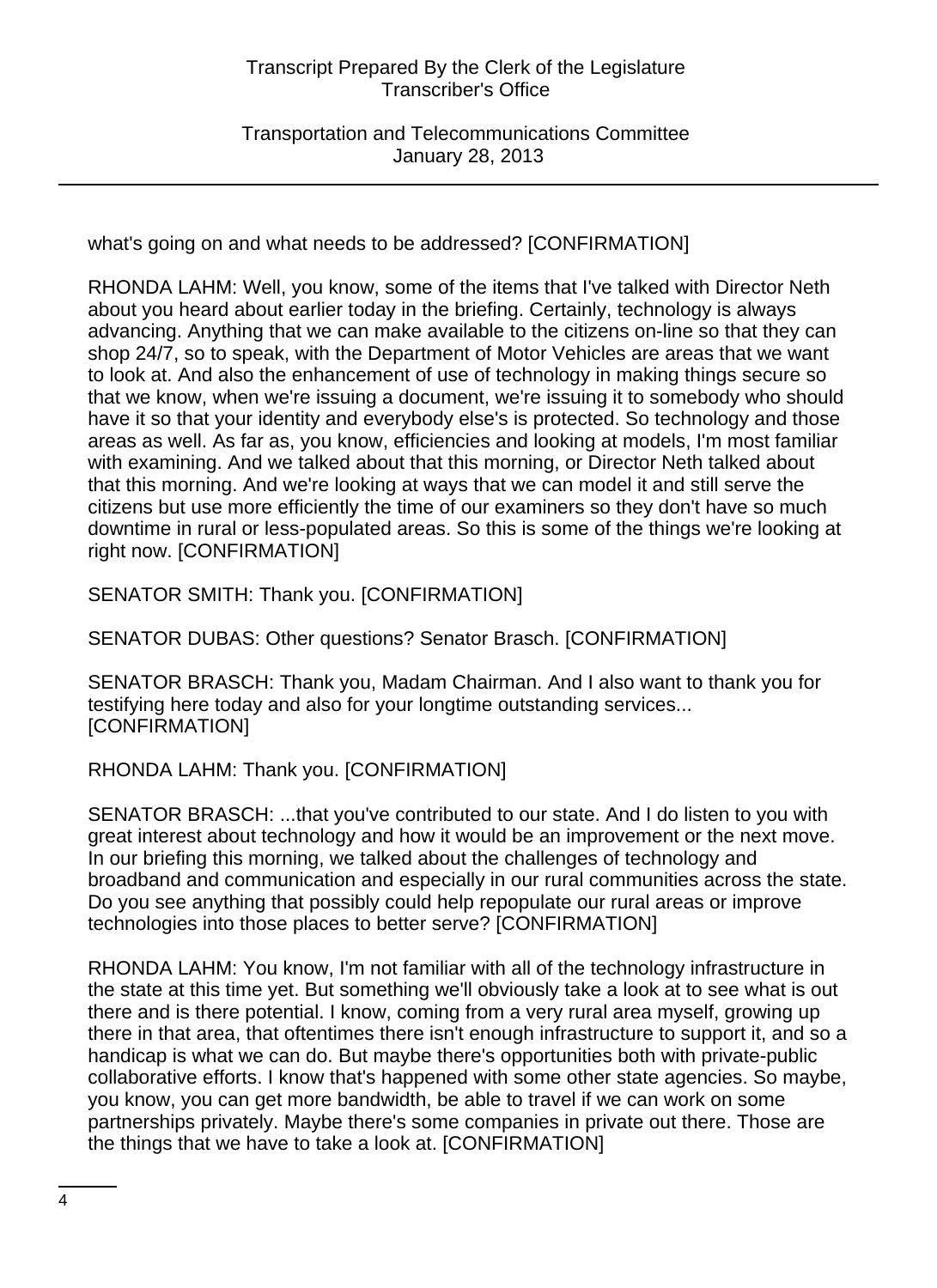what's going on and what needs to be addressed? [CONFIRMATION]

RHONDA LAHM: Well, you know, some of the items that I've talked with Director Neth about you heard about earlier today in the briefing. Certainly, technology is always advancing. Anything that we can make available to the citizens on-line so that they can shop 24/7, so to speak, with the Department of Motor Vehicles are areas that we want to look at. And also the enhancement of use of technology in making things secure so that we know, when we're issuing a document, we're issuing it to somebody who should have it so that your identity and everybody else's is protected. So technology and those areas as well. As far as, you know, efficiencies and looking at models, I'm most familiar with examining. And we talked about that this morning, or Director Neth talked about that this morning. And we're looking at ways that we can model it and still serve the citizens but use more efficiently the time of our examiners so they don't have so much downtime in rural or less-populated areas. So this is some of the things we're looking at right now. [CONFIRMATION]

SENATOR SMITH: Thank you. [CONFIRMATION]

SENATOR DUBAS: Other questions? Senator Brasch. [CONFIRMATION]

SENATOR BRASCH: Thank you, Madam Chairman. And I also want to thank you for testifying here today and also for your longtime outstanding services... [CONFIRMATION]

RHONDA LAHM: Thank you. [CONFIRMATION]

SENATOR BRASCH: ...that you've contributed to our state. And I do listen to you with great interest about technology and how it would be an improvement or the next move. In our briefing this morning, we talked about the challenges of technology and broadband and communication and especially in our rural communities across the state. Do you see anything that possibly could help repopulate our rural areas or improve technologies into those places to better serve? [CONFIRMATION]

RHONDA LAHM: You know, I'm not familiar with all of the technology infrastructure in the state at this time yet. But something we'll obviously take a look at to see what is out there and is there potential. I know, coming from a very rural area myself, growing up there in that area, that oftentimes there isn't enough infrastructure to support it, and so a handicap is what we can do. But maybe there's opportunities both with private-public collaborative efforts. I know that's happened with some other state agencies. So maybe, you know, you can get more bandwidth, be able to travel if we can work on some partnerships privately. Maybe there's some companies in private out there. Those are the things that we have to take a look at. [CONFIRMATION]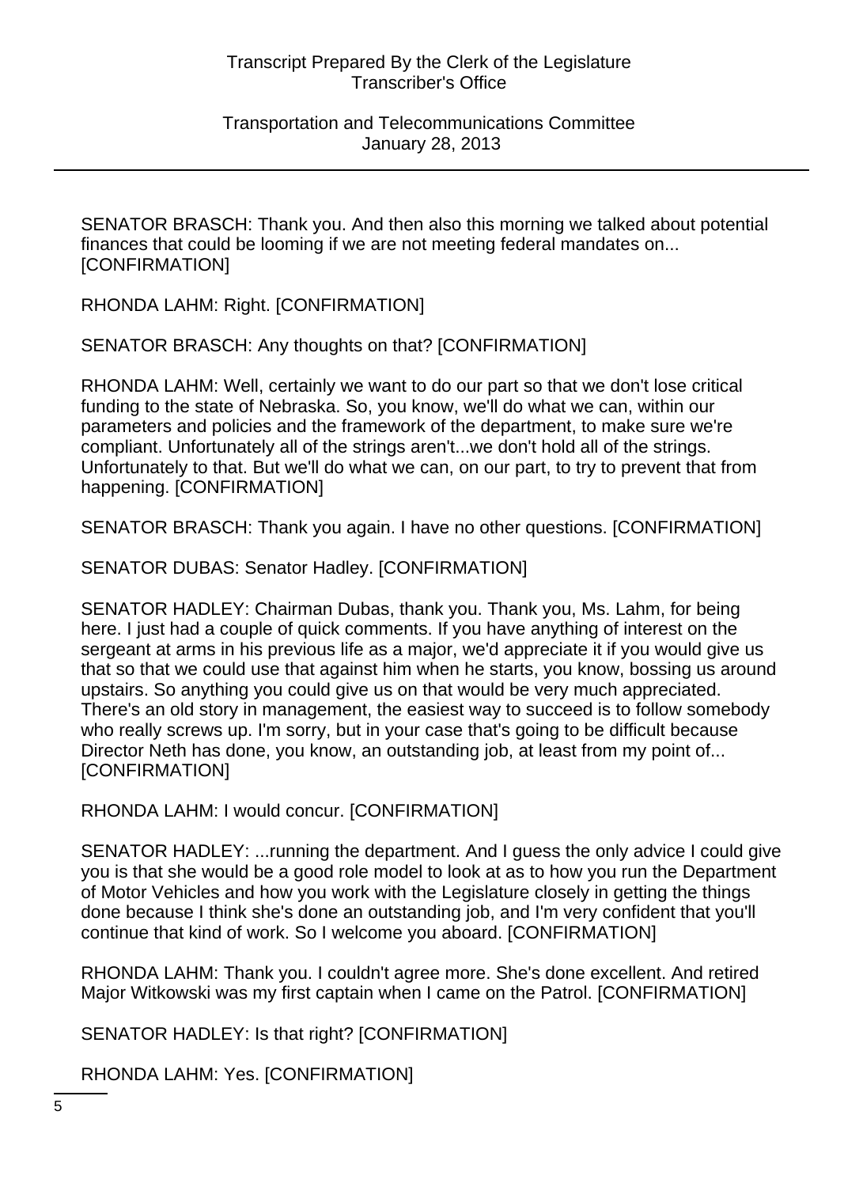SENATOR BRASCH: Thank you. And then also this morning we talked about potential finances that could be looming if we are not meeting federal mandates on... [CONFIRMATION]

RHONDA LAHM: Right. [CONFIRMATION]

SENATOR BRASCH: Any thoughts on that? [CONFIRMATION]

RHONDA LAHM: Well, certainly we want to do our part so that we don't lose critical funding to the state of Nebraska. So, you know, we'll do what we can, within our parameters and policies and the framework of the department, to make sure we're compliant. Unfortunately all of the strings aren't...we don't hold all of the strings. Unfortunately to that. But we'll do what we can, on our part, to try to prevent that from happening. [CONFIRMATION]

SENATOR BRASCH: Thank you again. I have no other questions. [CONFIRMATION]

SENATOR DUBAS: Senator Hadley. [CONFIRMATION]

SENATOR HADLEY: Chairman Dubas, thank you. Thank you, Ms. Lahm, for being here. I just had a couple of quick comments. If you have anything of interest on the sergeant at arms in his previous life as a major, we'd appreciate it if you would give us that so that we could use that against him when he starts, you know, bossing us around upstairs. So anything you could give us on that would be very much appreciated. There's an old story in management, the easiest way to succeed is to follow somebody who really screws up. I'm sorry, but in your case that's going to be difficult because Director Neth has done, you know, an outstanding job, at least from my point of... [CONFIRMATION]

RHONDA LAHM: I would concur. [CONFIRMATION]

SENATOR HADLEY: ...running the department. And I guess the only advice I could give you is that she would be a good role model to look at as to how you run the Department of Motor Vehicles and how you work with the Legislature closely in getting the things done because I think she's done an outstanding job, and I'm very confident that you'll continue that kind of work. So I welcome you aboard. [CONFIRMATION]

RHONDA LAHM: Thank you. I couldn't agree more. She's done excellent. And retired Major Witkowski was my first captain when I came on the Patrol. [CONFIRMATION]

SENATOR HADLEY: Is that right? [CONFIRMATION]

RHONDA LAHM: Yes. [CONFIRMATION]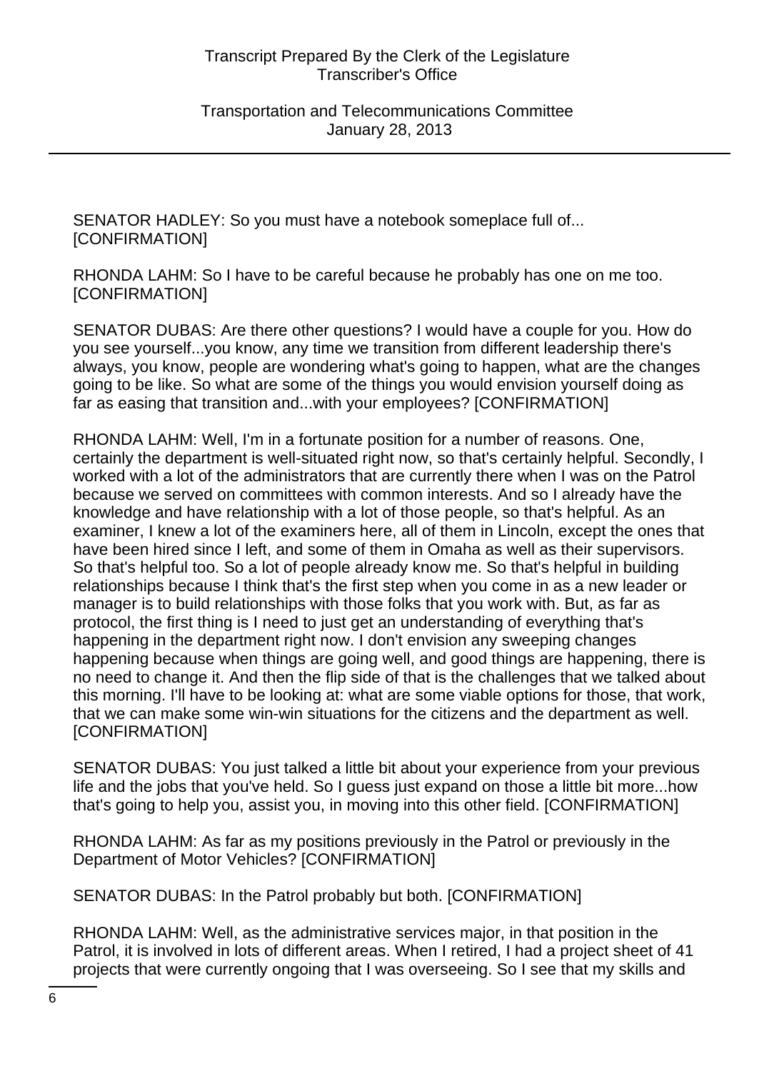SENATOR HADLEY: So you must have a notebook someplace full of... [CONFIRMATION]

RHONDA LAHM: So I have to be careful because he probably has one on me too. [CONFIRMATION]

SENATOR DUBAS: Are there other questions? I would have a couple for you. How do you see yourself...you know, any time we transition from different leadership there's always, you know, people are wondering what's going to happen, what are the changes going to be like. So what are some of the things you would envision yourself doing as far as easing that transition and...with your employees? [CONFIRMATION]

RHONDA LAHM: Well, I'm in a fortunate position for a number of reasons. One, certainly the department is well-situated right now, so that's certainly helpful. Secondly, I worked with a lot of the administrators that are currently there when I was on the Patrol because we served on committees with common interests. And so I already have the knowledge and have relationship with a lot of those people, so that's helpful. As an examiner, I knew a lot of the examiners here, all of them in Lincoln, except the ones that have been hired since I left, and some of them in Omaha as well as their supervisors. So that's helpful too. So a lot of people already know me. So that's helpful in building relationships because I think that's the first step when you come in as a new leader or manager is to build relationships with those folks that you work with. But, as far as protocol, the first thing is I need to just get an understanding of everything that's happening in the department right now. I don't envision any sweeping changes happening because when things are going well, and good things are happening, there is no need to change it. And then the flip side of that is the challenges that we talked about this morning. I'll have to be looking at: what are some viable options for those, that work, that we can make some win-win situations for the citizens and the department as well. [CONFIRMATION]

SENATOR DUBAS: You just talked a little bit about your experience from your previous life and the jobs that you've held. So I guess just expand on those a little bit more...how that's going to help you, assist you, in moving into this other field. [CONFIRMATION]

RHONDA LAHM: As far as my positions previously in the Patrol or previously in the Department of Motor Vehicles? [CONFIRMATION]

SENATOR DUBAS: In the Patrol probably but both. [CONFIRMATION]

RHONDA LAHM: Well, as the administrative services major, in that position in the Patrol, it is involved in lots of different areas. When I retired, I had a project sheet of 41 projects that were currently ongoing that I was overseeing. So I see that my skills and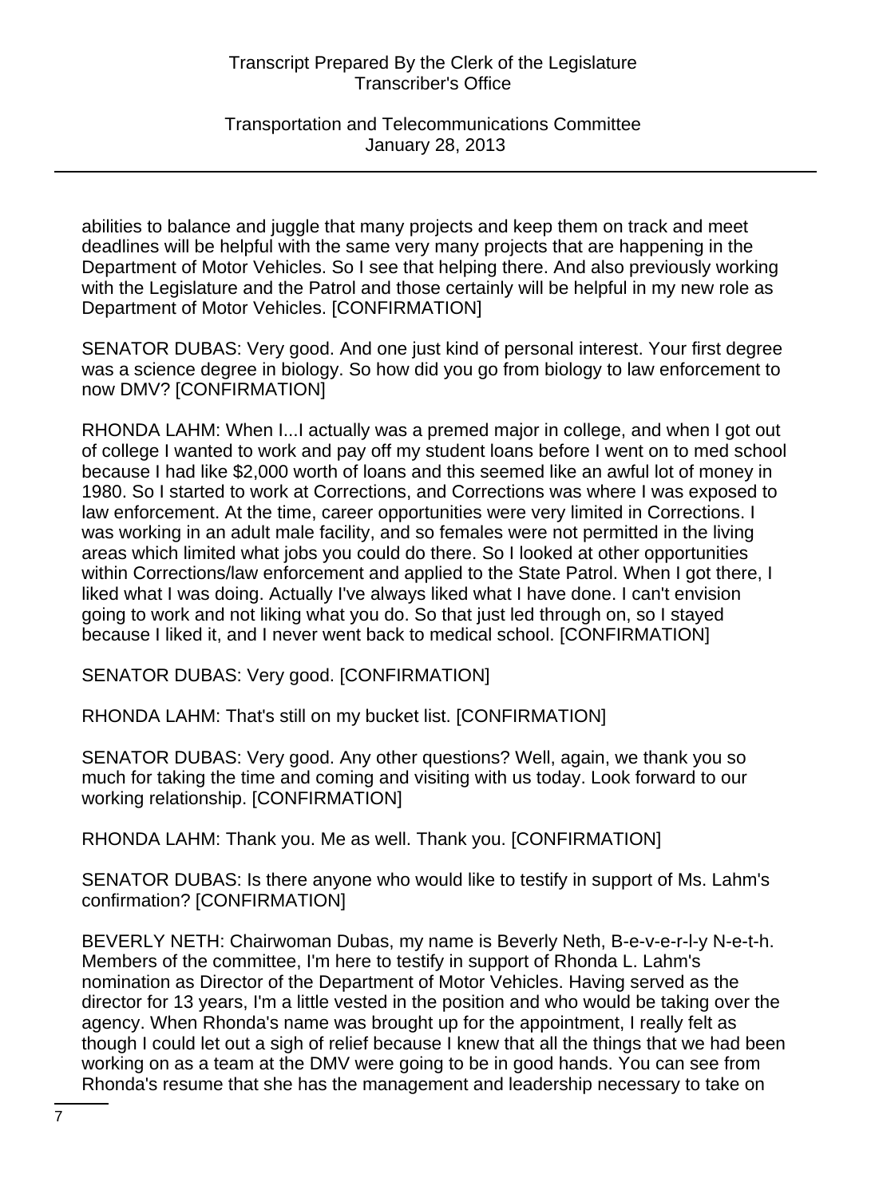abilities to balance and juggle that many projects and keep them on track and meet deadlines will be helpful with the same very many projects that are happening in the Department of Motor Vehicles. So I see that helping there. And also previously working with the Legislature and the Patrol and those certainly will be helpful in my new role as Department of Motor Vehicles. [CONFIRMATION]

SENATOR DUBAS: Very good. And one just kind of personal interest. Your first degree was a science degree in biology. So how did you go from biology to law enforcement to now DMV? [CONFIRMATION]

RHONDA LAHM: When I...I actually was a premed major in college, and when I got out of college I wanted to work and pay off my student loans before I went on to med school because I had like $2,000 worth of loans and this seemed like an awful lot of money in 1980. So I started to work at Corrections, and Corrections was where I was exposed to law enforcement. At the time, career opportunities were very limited in Corrections. I was working in an adult male facility, and so females were not permitted in the living areas which limited what jobs you could do there. So I looked at other opportunities within Corrections/law enforcement and applied to the State Patrol. When I got there, I liked what I was doing. Actually I've always liked what I have done. I can't envision going to work and not liking what you do. So that just led through on, so I stayed because I liked it, and I never went back to medical school. [CONFIRMATION]

SENATOR DUBAS: Very good. [CONFIRMATION]

RHONDA LAHM: That's still on my bucket list. [CONFIRMATION]

SENATOR DUBAS: Very good. Any other questions? Well, again, we thank you so much for taking the time and coming and visiting with us today. Look forward to our working relationship. [CONFIRMATION]

RHONDA LAHM: Thank you. Me as well. Thank you. [CONFIRMATION]

SENATOR DUBAS: Is there anyone who would like to testify in support of Ms. Lahm's confirmation? [CONFIRMATION]

BEVERLY NETH: Chairwoman Dubas, my name is Beverly Neth, B-e-v-e-r-l-y N-e-t-h. Members of the committee, I'm here to testify in support of Rhonda L. Lahm's nomination as Director of the Department of Motor Vehicles. Having served as the director for 13 years, I'm a little vested in the position and who would be taking over the agency. When Rhonda's name was brought up for the appointment, I really felt as though I could let out a sigh of relief because I knew that all the things that we had been working on as a team at the DMV were going to be in good hands. You can see from Rhonda's resume that she has the management and leadership necessary to take on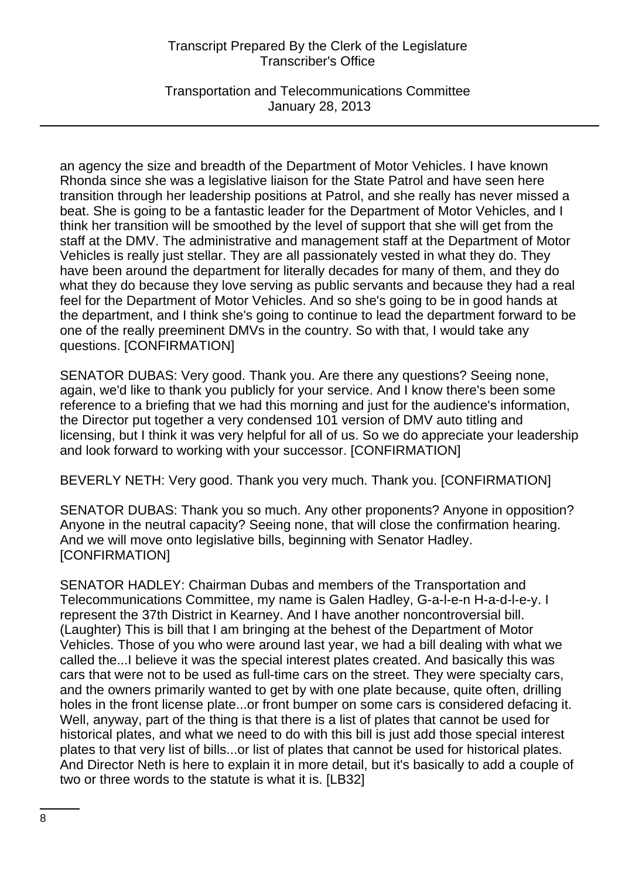an agency the size and breadth of the Department of Motor Vehicles. I have known Rhonda since she was a legislative liaison for the State Patrol and have seen here transition through her leadership positions at Patrol, and she really has never missed a beat. She is going to be a fantastic leader for the Department of Motor Vehicles, and I think her transition will be smoothed by the level of support that she will get from the staff at the DMV. The administrative and management staff at the Department of Motor Vehicles is really just stellar. They are all passionately vested in what they do. They have been around the department for literally decades for many of them, and they do what they do because they love serving as public servants and because they had a real feel for the Department of Motor Vehicles. And so she's going to be in good hands at the department, and I think she's going to continue to lead the department forward to be one of the really preeminent DMVs in the country. So with that, I would take any questions. [CONFIRMATION]

SENATOR DUBAS: Very good. Thank you. Are there any questions? Seeing none, again, we'd like to thank you publicly for your service. And I know there's been some reference to a briefing that we had this morning and just for the audience's information, the Director put together a very condensed 101 version of DMV auto titling and licensing, but I think it was very helpful for all of us. So we do appreciate your leadership and look forward to working with your successor. [CONFIRMATION]

BEVERLY NETH: Very good. Thank you very much. Thank you. [CONFIRMATION]

SENATOR DUBAS: Thank you so much. Any other proponents? Anyone in opposition? Anyone in the neutral capacity? Seeing none, that will close the confirmation hearing. And we will move onto legislative bills, beginning with Senator Hadley. [CONFIRMATION]

SENATOR HADLEY: Chairman Dubas and members of the Transportation and Telecommunications Committee, my name is Galen Hadley, G-a-l-e-n H-a-d-l-e-y. I represent the 37th District in Kearney. And I have another noncontroversial bill. (Laughter) This is bill that I am bringing at the behest of the Department of Motor Vehicles. Those of you who were around last year, we had a bill dealing with what we called the...I believe it was the special interest plates created. And basically this was cars that were not to be used as full-time cars on the street. They were specialty cars, and the owners primarily wanted to get by with one plate because, quite often, drilling holes in the front license plate...or front bumper on some cars is considered defacing it. Well, anyway, part of the thing is that there is a list of plates that cannot be used for historical plates, and what we need to do with this bill is just add those special interest plates to that very list of bills...or list of plates that cannot be used for historical plates. And Director Neth is here to explain it in more detail, but it's basically to add a couple of two or three words to the statute is what it is. [LB32]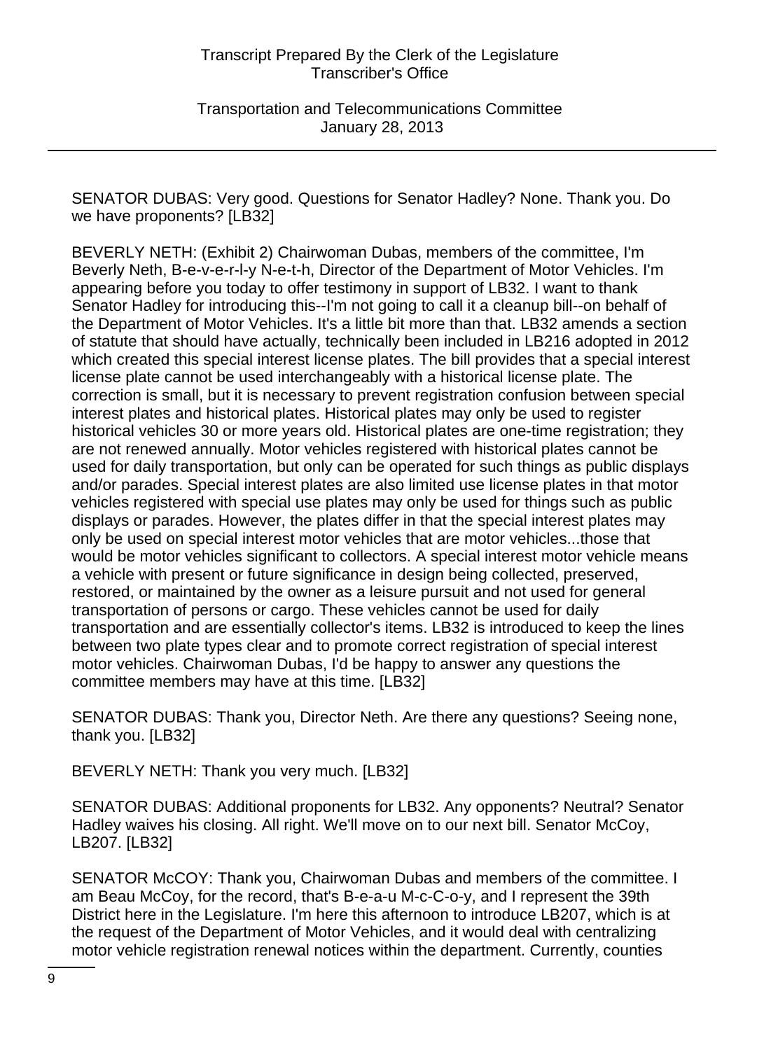SENATOR DUBAS: Very good. Questions for Senator Hadley? None. Thank you. Do we have proponents? [LB32]

BEVERLY NETH: (Exhibit 2) Chairwoman Dubas, members of the committee, I'm Beverly Neth, B-e-v-e-r-l-y N-e-t-h, Director of the Department of Motor Vehicles. I'm appearing before you today to offer testimony in support of LB32. I want to thank Senator Hadley for introducing this--I'm not going to call it a cleanup bill--on behalf of the Department of Motor Vehicles. It's a little bit more than that. LB32 amends a section of statute that should have actually, technically been included in LB216 adopted in 2012 which created this special interest license plates. The bill provides that a special interest license plate cannot be used interchangeably with a historical license plate. The correction is small, but it is necessary to prevent registration confusion between special interest plates and historical plates. Historical plates may only be used to register historical vehicles 30 or more years old. Historical plates are one-time registration; they are not renewed annually. Motor vehicles registered with historical plates cannot be used for daily transportation, but only can be operated for such things as public displays and/or parades. Special interest plates are also limited use license plates in that motor vehicles registered with special use plates may only be used for things such as public displays or parades. However, the plates differ in that the special interest plates may only be used on special interest motor vehicles that are motor vehicles...those that would be motor vehicles significant to collectors. A special interest motor vehicle means a vehicle with present or future significance in design being collected, preserved, restored, or maintained by the owner as a leisure pursuit and not used for general transportation of persons or cargo. These vehicles cannot be used for daily transportation and are essentially collector's items. LB32 is introduced to keep the lines between two plate types clear and to promote correct registration of special interest motor vehicles. Chairwoman Dubas, I'd be happy to answer any questions the committee members may have at this time. [LB32]

SENATOR DUBAS: Thank you, Director Neth. Are there any questions? Seeing none, thank you. [LB32]

BEVERLY NETH: Thank you very much. [LB32]

SENATOR DUBAS: Additional proponents for LB32. Any opponents? Neutral? Senator Hadley waives his closing. All right. We'll move on to our next bill. Senator McCoy, LB207. [LB32]

SENATOR McCOY: Thank you, Chairwoman Dubas and members of the committee. I am Beau McCoy, for the record, that's B-e-a-u M-c-C-o-y, and I represent the 39th District here in the Legislature. I'm here this afternoon to introduce LB207, which is at the request of the Department of Motor Vehicles, and it would deal with centralizing motor vehicle registration renewal notices within the department. Currently, counties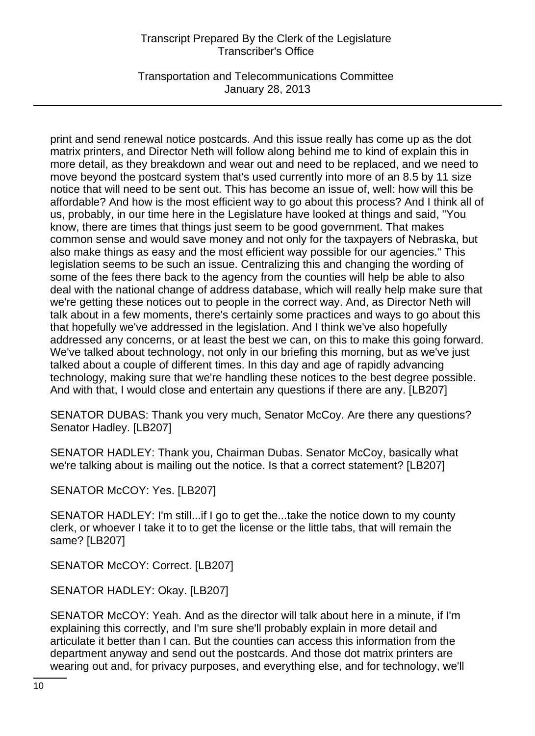print and send renewal notice postcards. And this issue really has come up as the dot matrix printers, and Director Neth will follow along behind me to kind of explain this in more detail, as they breakdown and wear out and need to be replaced, and we need to move beyond the postcard system that's used currently into more of an 8.5 by 11 size notice that will need to be sent out. This has become an issue of, well: how will this be affordable? And how is the most efficient way to go about this process? And I think all of us, probably, in our time here in the Legislature have looked at things and said, "You know, there are times that things just seem to be good government. That makes common sense and would save money and not only for the taxpayers of Nebraska, but also make things as easy and the most efficient way possible for our agencies." This legislation seems to be such an issue. Centralizing this and changing the wording of some of the fees there back to the agency from the counties will help be able to also deal with the national change of address database, which will really help make sure that we're getting these notices out to people in the correct way. And, as Director Neth will talk about in a few moments, there's certainly some practices and ways to go about this that hopefully we've addressed in the legislation. And I think we've also hopefully addressed any concerns, or at least the best we can, on this to make this going forward. We've talked about technology, not only in our briefing this morning, but as we've just talked about a couple of different times. In this day and age of rapidly advancing technology, making sure that we're handling these notices to the best degree possible. And with that, I would close and entertain any questions if there are any. [LB207]

SENATOR DUBAS: Thank you very much, Senator McCoy. Are there any questions? Senator Hadley. [LB207]

SENATOR HADLEY: Thank you, Chairman Dubas. Senator McCoy, basically what we're talking about is mailing out the notice. Is that a correct statement? [LB207]

SENATOR McCOY: Yes. [LB207]

SENATOR HADLEY: I'm still...if I go to get the...take the notice down to my county clerk, or whoever I take it to to get the license or the little tabs, that will remain the same? [LB207]

SENATOR McCOY: Correct. [LB207]

SENATOR HADLEY: Okay. [LB207]

SENATOR McCOY: Yeah. And as the director will talk about here in a minute, if I'm explaining this correctly, and I'm sure she'll probably explain in more detail and articulate it better than I can. But the counties can access this information from the department anyway and send out the postcards. And those dot matrix printers are wearing out and, for privacy purposes, and everything else, and for technology, we'll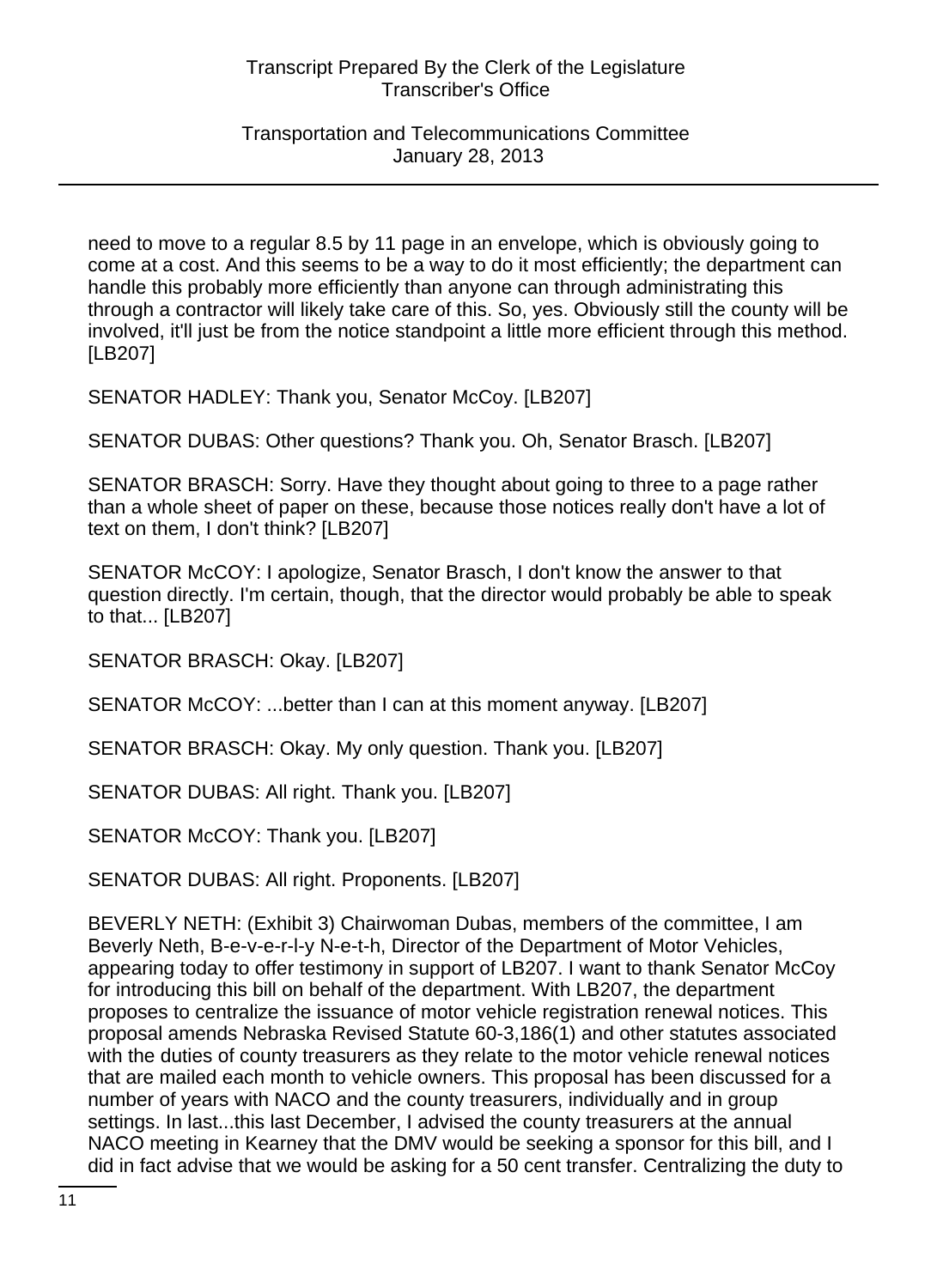need to move to a regular 8.5 by 11 page in an envelope, which is obviously going to come at a cost. And this seems to be a way to do it most efficiently; the department can handle this probably more efficiently than anyone can through administrating this through a contractor will likely take care of this. So, yes. Obviously still the county will be involved, it'll just be from the notice standpoint a little more efficient through this method. [LB207]

SENATOR HADLEY: Thank you, Senator McCoy. [LB207]

SENATOR DUBAS: Other questions? Thank you. Oh, Senator Brasch. [LB207]

SENATOR BRASCH: Sorry. Have they thought about going to three to a page rather than a whole sheet of paper on these, because those notices really don't have a lot of text on them, I don't think? [LB207]

SENATOR McCOY: I apologize, Senator Brasch, I don't know the answer to that question directly. I'm certain, though, that the director would probably be able to speak to that... [LB207]

SENATOR BRASCH: Okay. [LB207]

SENATOR McCOY: ...better than I can at this moment anyway. [LB207]

SENATOR BRASCH: Okay. My only question. Thank you. [LB207]

SENATOR DUBAS: All right. Thank you. [LB207]

SENATOR McCOY: Thank you. [LB207]

SENATOR DUBAS: All right. Proponents. [LB207]

BEVERLY NETH: (Exhibit 3) Chairwoman Dubas, members of the committee, I am Beverly Neth, B-e-v-e-r-l-y N-e-t-h, Director of the Department of Motor Vehicles, appearing today to offer testimony in support of LB207. I want to thank Senator McCoy for introducing this bill on behalf of the department. With LB207, the department proposes to centralize the issuance of motor vehicle registration renewal notices. This proposal amends Nebraska Revised Statute 60-3,186(1) and other statutes associated with the duties of county treasurers as they relate to the motor vehicle renewal notices that are mailed each month to vehicle owners. This proposal has been discussed for a number of years with NACO and the county treasurers, individually and in group settings. In last...this last December, I advised the county treasurers at the annual NACO meeting in Kearney that the DMV would be seeking a sponsor for this bill, and I did in fact advise that we would be asking for a 50 cent transfer. Centralizing the duty to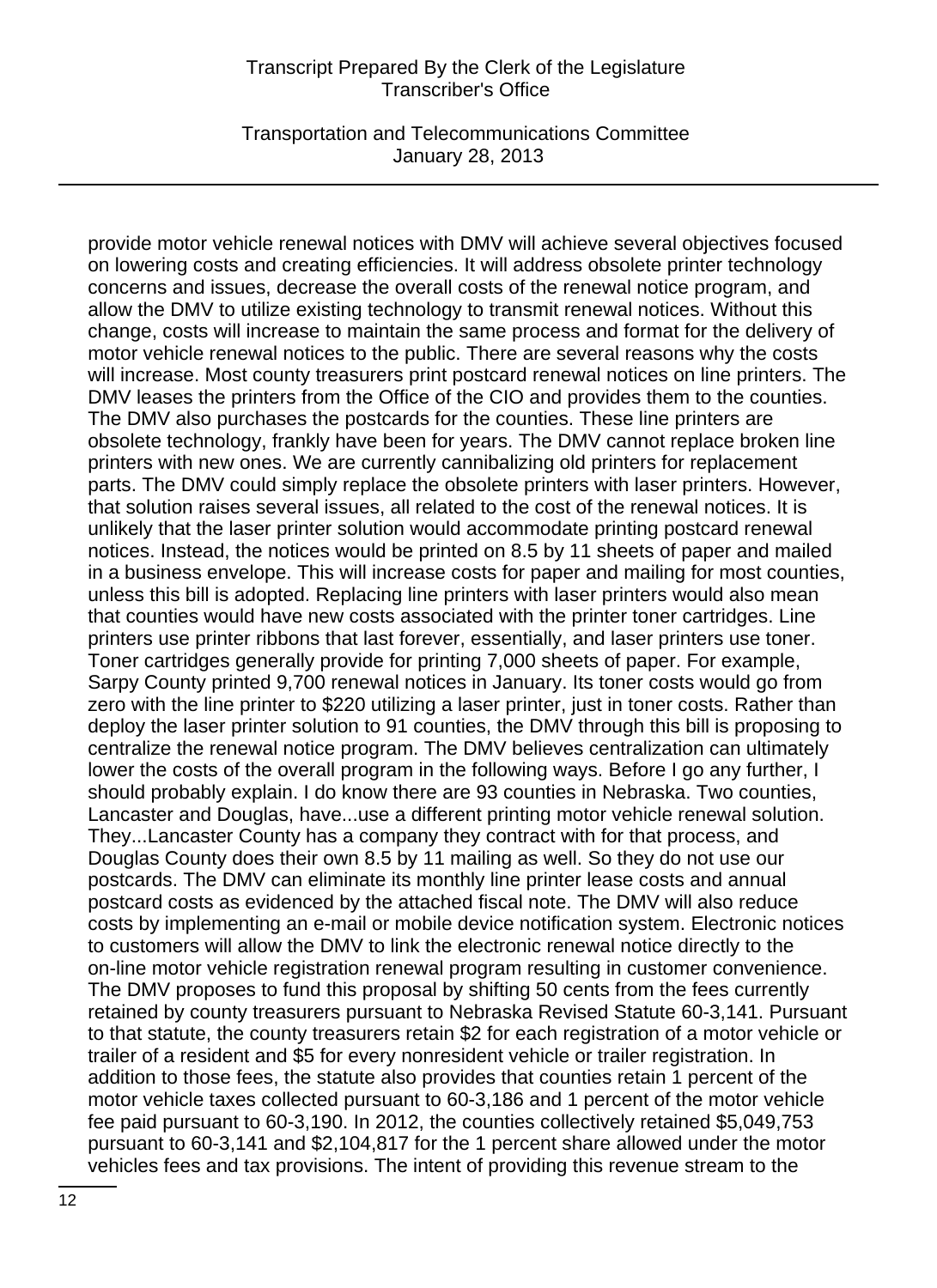provide motor vehicle renewal notices with DMV will achieve several objectives focused on lowering costs and creating efficiencies. It will address obsolete printer technology concerns and issues, decrease the overall costs of the renewal notice program, and allow the DMV to utilize existing technology to transmit renewal notices. Without this change, costs will increase to maintain the same process and format for the delivery of motor vehicle renewal notices to the public. There are several reasons why the costs will increase. Most county treasurers print postcard renewal notices on line printers. The DMV leases the printers from the Office of the CIO and provides them to the counties. The DMV also purchases the postcards for the counties. These line printers are obsolete technology, frankly have been for years. The DMV cannot replace broken line printers with new ones. We are currently cannibalizing old printers for replacement parts. The DMV could simply replace the obsolete printers with laser printers. However, that solution raises several issues, all related to the cost of the renewal notices. It is unlikely that the laser printer solution would accommodate printing postcard renewal notices. Instead, the notices would be printed on 8.5 by 11 sheets of paper and mailed in a business envelope. This will increase costs for paper and mailing for most counties, unless this bill is adopted. Replacing line printers with laser printers would also mean that counties would have new costs associated with the printer toner cartridges. Line printers use printer ribbons that last forever, essentially, and laser printers use toner. Toner cartridges generally provide for printing 7,000 sheets of paper. For example, Sarpy County printed 9,700 renewal notices in January. Its toner costs would go from zero with the line printer to $220 utilizing a laser printer, just in toner costs. Rather than deploy the laser printer solution to 91 counties, the DMV through this bill is proposing to centralize the renewal notice program. The DMV believes centralization can ultimately lower the costs of the overall program in the following ways. Before I go any further, I should probably explain. I do know there are 93 counties in Nebraska. Two counties, Lancaster and Douglas, have...use a different printing motor vehicle renewal solution. They...Lancaster County has a company they contract with for that process, and Douglas County does their own 8.5 by 11 mailing as well. So they do not use our postcards. The DMV can eliminate its monthly line printer lease costs and annual postcard costs as evidenced by the attached fiscal note. The DMV will also reduce costs by implementing an e-mail or mobile device notification system. Electronic notices to customers will allow the DMV to link the electronic renewal notice directly to the on-line motor vehicle registration renewal program resulting in customer convenience. The DMV proposes to fund this proposal by shifting 50 cents from the fees currently retained by county treasurers pursuant to Nebraska Revised Statute 60-3,141. Pursuant to that statute, the county treasurers retain $2 for each registration of a motor vehicle or trailer of a resident and $5 for every nonresident vehicle or trailer registration. In addition to those fees, the statute also provides that counties retain 1 percent of the motor vehicle taxes collected pursuant to 60-3,186 and 1 percent of the motor vehicle fee paid pursuant to 60-3,190. In 2012, the counties collectively retained $5,049,753 pursuant to 60-3,141 and $2,104,817 for the 1 percent share allowed under the motor vehicles fees and tax provisions. The intent of providing this revenue stream to the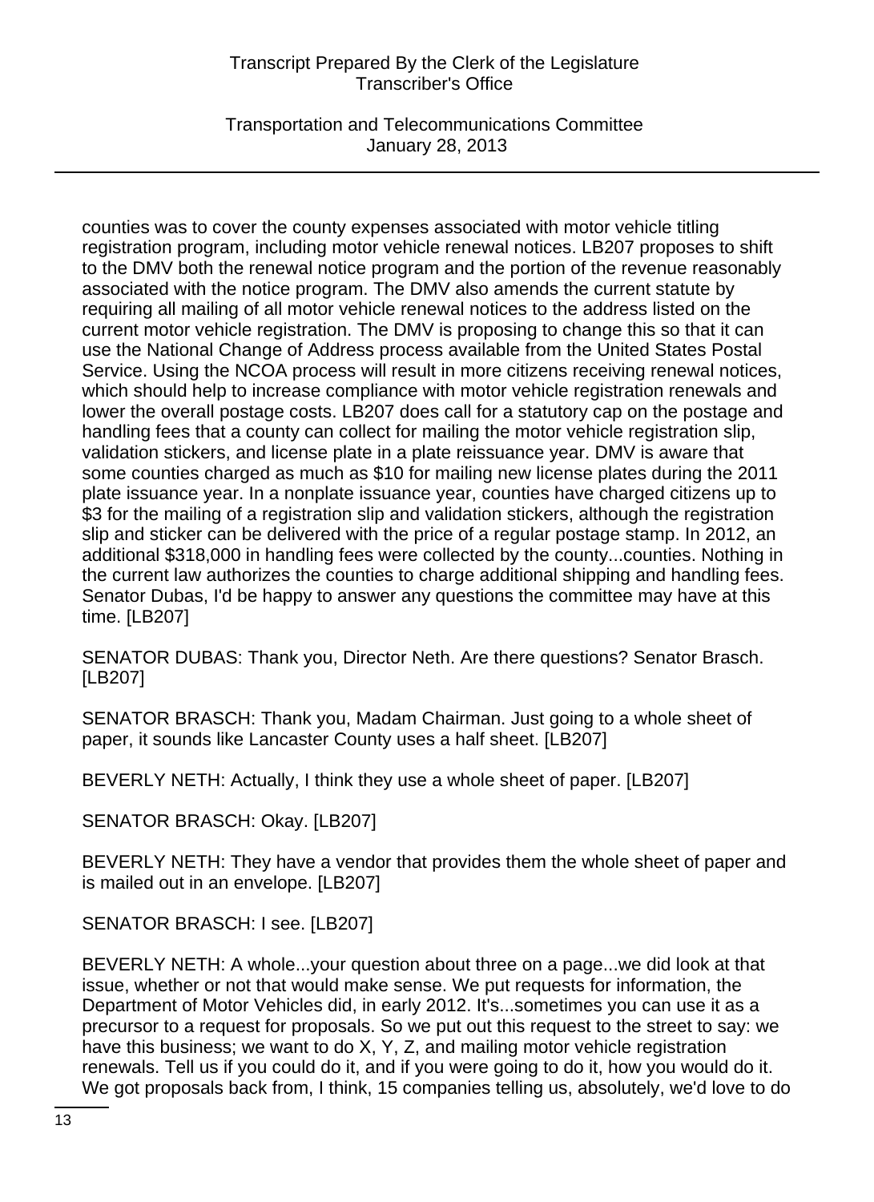counties was to cover the county expenses associated with motor vehicle titling registration program, including motor vehicle renewal notices. LB207 proposes to shift to the DMV both the renewal notice program and the portion of the revenue reasonably associated with the notice program. The DMV also amends the current statute by requiring all mailing of all motor vehicle renewal notices to the address listed on the current motor vehicle registration. The DMV is proposing to change this so that it can use the National Change of Address process available from the United States Postal Service. Using the NCOA process will result in more citizens receiving renewal notices, which should help to increase compliance with motor vehicle registration renewals and lower the overall postage costs. LB207 does call for a statutory cap on the postage and handling fees that a county can collect for mailing the motor vehicle registration slip, validation stickers, and license plate in a plate reissuance year. DMV is aware that some counties charged as much as $10 for mailing new license plates during the 2011 plate issuance year. In a nonplate issuance year, counties have charged citizens up to $3 for the mailing of a registration slip and validation stickers, although the registration slip and sticker can be delivered with the price of a regular postage stamp. In 2012, an additional $318,000 in handling fees were collected by the county...counties. Nothing in the current law authorizes the counties to charge additional shipping and handling fees. Senator Dubas, I'd be happy to answer any questions the committee may have at this time. [LB207]

SENATOR DUBAS: Thank you, Director Neth. Are there questions? Senator Brasch. [LB207]

SENATOR BRASCH: Thank you, Madam Chairman. Just going to a whole sheet of paper, it sounds like Lancaster County uses a half sheet. [LB207]

BEVERLY NETH: Actually, I think they use a whole sheet of paper. [LB207]

SENATOR BRASCH: Okay. [LB207]

BEVERLY NETH: They have a vendor that provides them the whole sheet of paper and is mailed out in an envelope. [LB207]

SENATOR BRASCH: I see. [LB207]

BEVERLY NETH: A whole...your question about three on a page...we did look at that issue, whether or not that would make sense. We put requests for information, the Department of Motor Vehicles did, in early 2012. It's...sometimes you can use it as a precursor to a request for proposals. So we put out this request to the street to say: we have this business; we want to do X, Y, Z, and mailing motor vehicle registration renewals. Tell us if you could do it, and if you were going to do it, how you would do it. We got proposals back from, I think, 15 companies telling us, absolutely, we'd love to do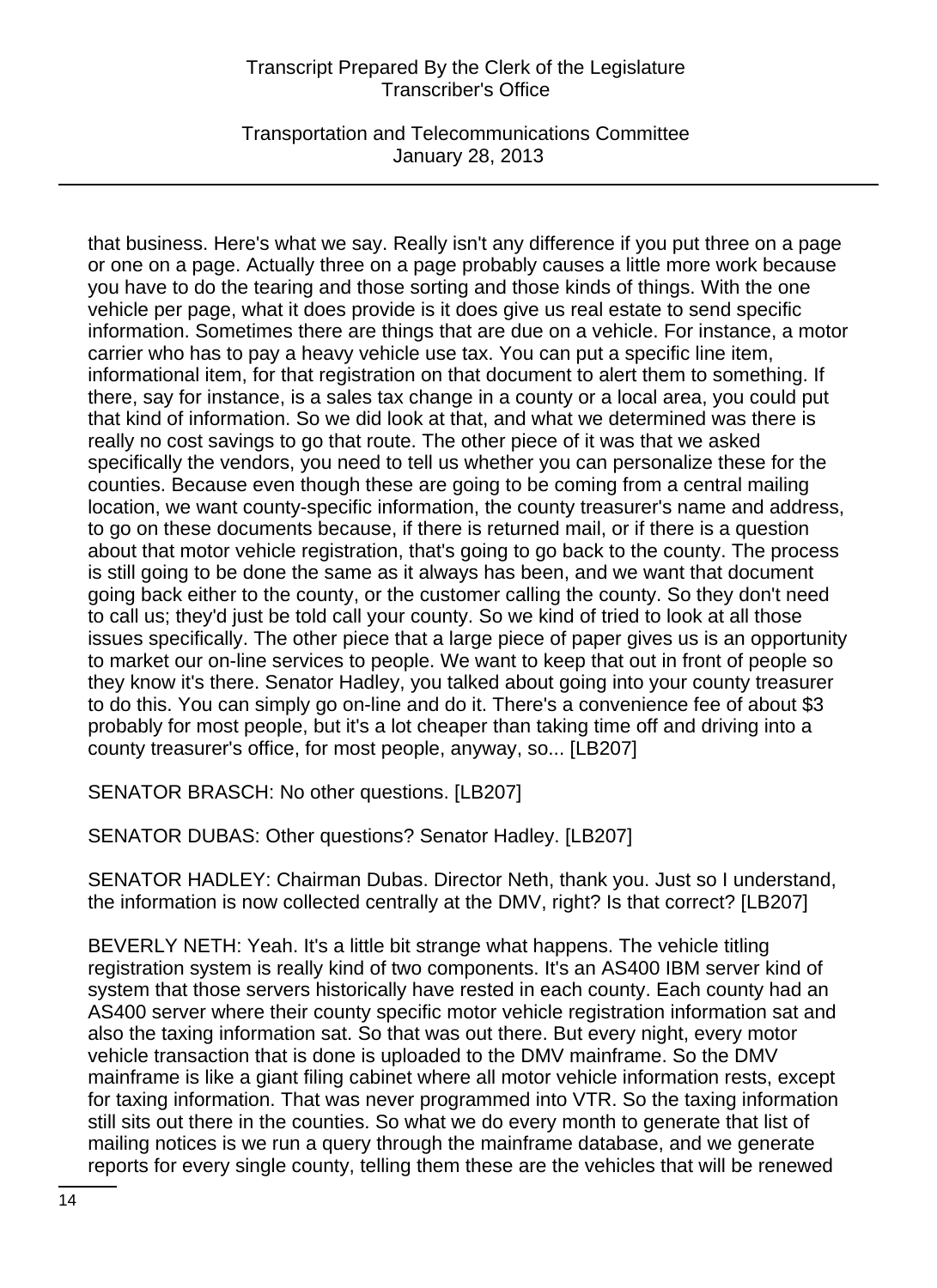that business. Here's what we say. Really isn't any difference if you put three on a page or one on a page. Actually three on a page probably causes a little more work because you have to do the tearing and those sorting and those kinds of things. With the one vehicle per page, what it does provide is it does give us real estate to send specific information. Sometimes there are things that are due on a vehicle. For instance, a motor carrier who has to pay a heavy vehicle use tax. You can put a specific line item, informational item, for that registration on that document to alert them to something. If there, say for instance, is a sales tax change in a county or a local area, you could put that kind of information. So we did look at that, and what we determined was there is really no cost savings to go that route. The other piece of it was that we asked specifically the vendors, you need to tell us whether you can personalize these for the counties. Because even though these are going to be coming from a central mailing location, we want county-specific information, the county treasurer's name and address, to go on these documents because, if there is returned mail, or if there is a question about that motor vehicle registration, that's going to go back to the county. The process is still going to be done the same as it always has been, and we want that document going back either to the county, or the customer calling the county. So they don't need to call us; they'd just be told call your county. So we kind of tried to look at all those issues specifically. The other piece that a large piece of paper gives us is an opportunity to market our on-line services to people. We want to keep that out in front of people so they know it's there. Senator Hadley, you talked about going into your county treasurer to do this. You can simply go on-line and do it. There's a convenience fee of about $3 probably for most people, but it's a lot cheaper than taking time off and driving into a county treasurer's office, for most people, anyway, so... [LB207]

SENATOR BRASCH: No other questions. [LB207]

SENATOR DUBAS: Other questions? Senator Hadley. [LB207]

SENATOR HADLEY: Chairman Dubas. Director Neth, thank you. Just so I understand, the information is now collected centrally at the DMV, right? Is that correct? [LB207]

BEVERLY NETH: Yeah. It's a little bit strange what happens. The vehicle titling registration system is really kind of two components. It's an AS400 IBM server kind of system that those servers historically have rested in each county. Each county had an AS400 server where their county specific motor vehicle registration information sat and also the taxing information sat. So that was out there. But every night, every motor vehicle transaction that is done is uploaded to the DMV mainframe. So the DMV mainframe is like a giant filing cabinet where all motor vehicle information rests, except for taxing information. That was never programmed into VTR. So the taxing information still sits out there in the counties. So what we do every month to generate that list of mailing notices is we run a query through the mainframe database, and we generate reports for every single county, telling them these are the vehicles that will be renewed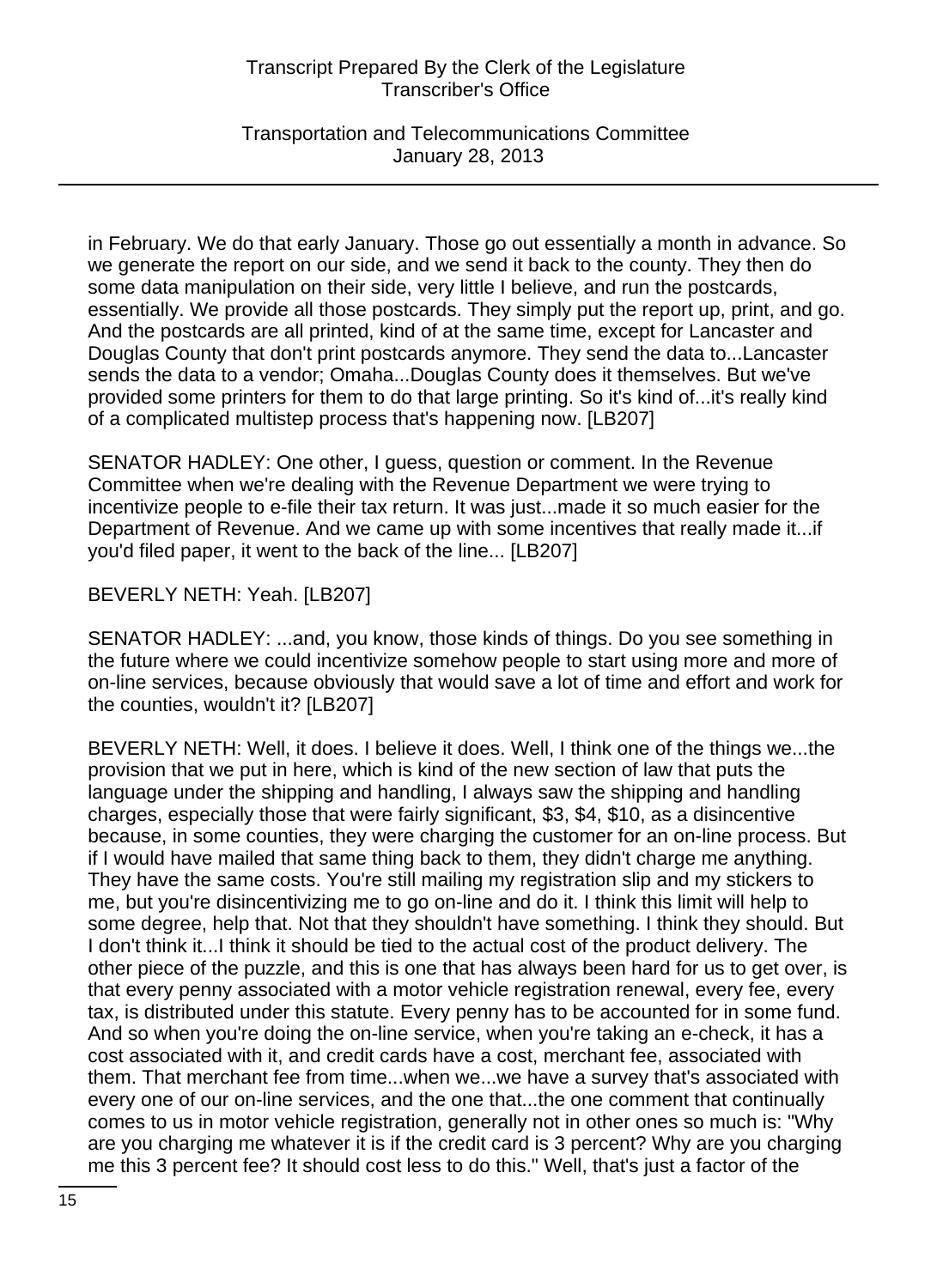in February. We do that early January. Those go out essentially a month in advance. So we generate the report on our side, and we send it back to the county. They then do some data manipulation on their side, very little I believe, and run the postcards, essentially. We provide all those postcards. They simply put the report up, print, and go. And the postcards are all printed, kind of at the same time, except for Lancaster and Douglas County that don't print postcards anymore. They send the data to...Lancaster sends the data to a vendor; Omaha...Douglas County does it themselves. But we've provided some printers for them to do that large printing. So it's kind of...it's really kind of a complicated multistep process that's happening now. [LB207]

SENATOR HADLEY: One other, I guess, question or comment. In the Revenue Committee when we're dealing with the Revenue Department we were trying to incentivize people to e-file their tax return. It was just...made it so much easier for the Department of Revenue. And we came up with some incentives that really made it...if you'd filed paper, it went to the back of the line... [LB207]

BEVERLY NETH: Yeah. [LB207]

SENATOR HADLEY: ...and, you know, those kinds of things. Do you see something in the future where we could incentivize somehow people to start using more and more of on-line services, because obviously that would save a lot of time and effort and work for the counties, wouldn't it? [LB207]

BEVERLY NETH: Well, it does. I believe it does. Well, I think one of the things we...the provision that we put in here, which is kind of the new section of law that puts the language under the shipping and handling, I always saw the shipping and handling charges, especially those that were fairly significant, $3, $4, $10, as a disincentive because, in some counties, they were charging the customer for an on-line process. But if I would have mailed that same thing back to them, they didn't charge me anything. They have the same costs. You're still mailing my registration slip and my stickers to me, but you're disincentivizing me to go on-line and do it. I think this limit will help to some degree, help that. Not that they shouldn't have something. I think they should. But I don't think it...I think it should be tied to the actual cost of the product delivery. The other piece of the puzzle, and this is one that has always been hard for us to get over, is that every penny associated with a motor vehicle registration renewal, every fee, every tax, is distributed under this statute. Every penny has to be accounted for in some fund. And so when you're doing the on-line service, when you're taking an e-check, it has a cost associated with it, and credit cards have a cost, merchant fee, associated with them. That merchant fee from time...when we...we have a survey that's associated with every one of our on-line services, and the one that...the one comment that continually comes to us in motor vehicle registration, generally not in other ones so much is: "Why are you charging me whatever it is if the credit card is 3 percent? Why are you charging me this 3 percent fee? It should cost less to do this." Well, that's just a factor of the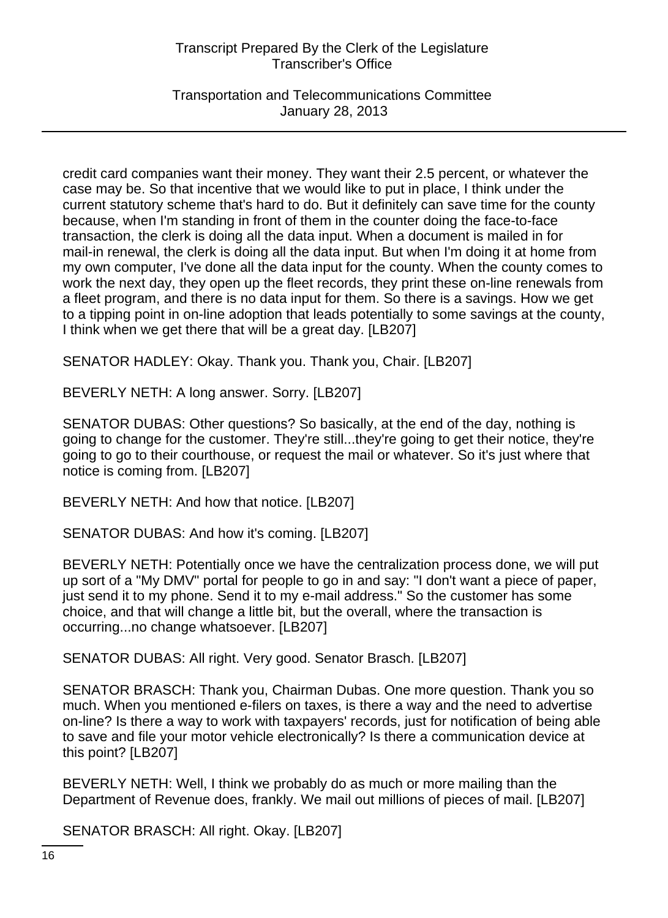credit card companies want their money. They want their 2.5 percent, or whatever the case may be. So that incentive that we would like to put in place, I think under the current statutory scheme that's hard to do. But it definitely can save time for the county because, when I'm standing in front of them in the counter doing the face-to-face transaction, the clerk is doing all the data input. When a document is mailed in for mail-in renewal, the clerk is doing all the data input. But when I'm doing it at home from my own computer, I've done all the data input for the county. When the county comes to work the next day, they open up the fleet records, they print these on-line renewals from a fleet program, and there is no data input for them. So there is a savings. How we get to a tipping point in on-line adoption that leads potentially to some savings at the county, I think when we get there that will be a great day. [LB207]

SENATOR HADLEY: Okay. Thank you. Thank you, Chair. [LB207]

BEVERLY NETH: A long answer. Sorry. [LB207]

SENATOR DUBAS: Other questions? So basically, at the end of the day, nothing is going to change for the customer. They're still...they're going to get their notice, they're going to go to their courthouse, or request the mail or whatever. So it's just where that notice is coming from. [LB207]

BEVERLY NETH: And how that notice. [LB207]

SENATOR DUBAS: And how it's coming. [LB207]

BEVERLY NETH: Potentially once we have the centralization process done, we will put up sort of a "My DMV" portal for people to go in and say: "I don't want a piece of paper, just send it to my phone. Send it to my e-mail address." So the customer has some choice, and that will change a little bit, but the overall, where the transaction is occurring...no change whatsoever. [LB207]

SENATOR DUBAS: All right. Very good. Senator Brasch. [LB207]

SENATOR BRASCH: Thank you, Chairman Dubas. One more question. Thank you so much. When you mentioned e-filers on taxes, is there a way and the need to advertise on-line? Is there a way to work with taxpayers' records, just for notification of being able to save and file your motor vehicle electronically? Is there a communication device at this point? [LB207]

BEVERLY NETH: Well, I think we probably do as much or more mailing than the Department of Revenue does, frankly. We mail out millions of pieces of mail. [LB207]

SENATOR BRASCH: All right. Okay. [LB207]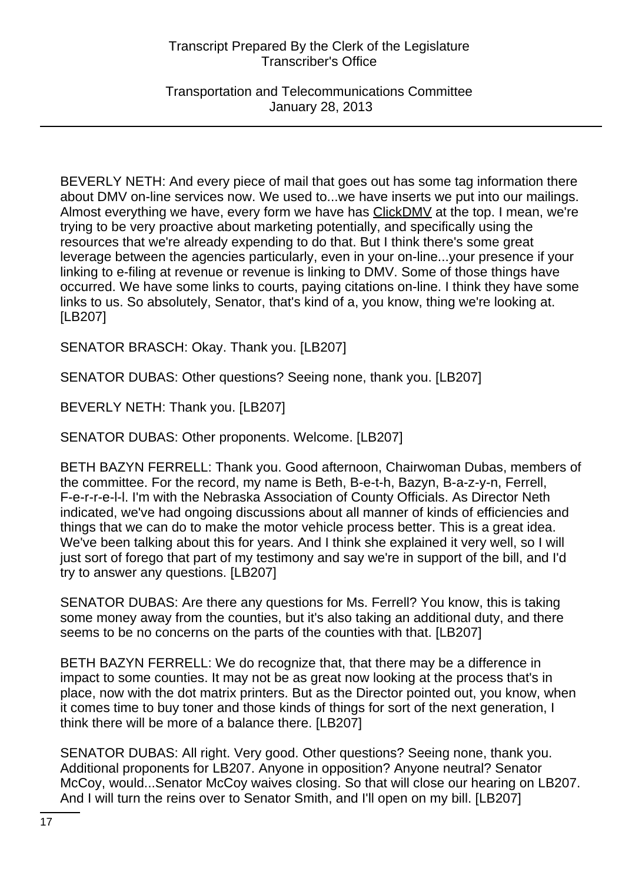BEVERLY NETH: And every piece of mail that goes out has some tag information there about DMV on-line services now. We used to...we have inserts we put into our mailings. Almost everything we have, every form we have has ClickDMV at the top. I mean, we're trying to be very proactive about marketing potentially, and specifically using the resources that we're already expending to do that. But I think there's some great leverage between the agencies particularly, even in your on-line...your presence if your linking to e-filing at revenue or revenue is linking to DMV. Some of those things have occurred. We have some links to courts, paying citations on-line. I think they have some links to us. So absolutely, Senator, that's kind of a, you know, thing we're looking at. [LB207]

SENATOR BRASCH: Okay. Thank you. [LB207]

SENATOR DUBAS: Other questions? Seeing none, thank you. [LB207]

BEVERLY NETH: Thank you. [LB207]

SENATOR DUBAS: Other proponents. Welcome. [LB207]

BETH BAZYN FERRELL: Thank you. Good afternoon, Chairwoman Dubas, members of the committee. For the record, my name is Beth, B-e-t-h, Bazyn, B-a-z-y-n, Ferrell, F-e-r-r-e-l-l. I'm with the Nebraska Association of County Officials. As Director Neth indicated, we've had ongoing discussions about all manner of kinds of efficiencies and things that we can do to make the motor vehicle process better. This is a great idea. We've been talking about this for years. And I think she explained it very well, so I will just sort of forego that part of my testimony and say we're in support of the bill, and I'd try to answer any questions. [LB207]

SENATOR DUBAS: Are there any questions for Ms. Ferrell? You know, this is taking some money away from the counties, but it's also taking an additional duty, and there seems to be no concerns on the parts of the counties with that. [LB207]

BETH BAZYN FERRELL: We do recognize that, that there may be a difference in impact to some counties. It may not be as great now looking at the process that's in place, now with the dot matrix printers. But as the Director pointed out, you know, when it comes time to buy toner and those kinds of things for sort of the next generation, I think there will be more of a balance there. [LB207]

SENATOR DUBAS: All right. Very good. Other questions? Seeing none, thank you. Additional proponents for LB207. Anyone in opposition? Anyone neutral? Senator McCoy, would...Senator McCoy waives closing. So that will close our hearing on LB207. And I will turn the reins over to Senator Smith, and I'll open on my bill. [LB207]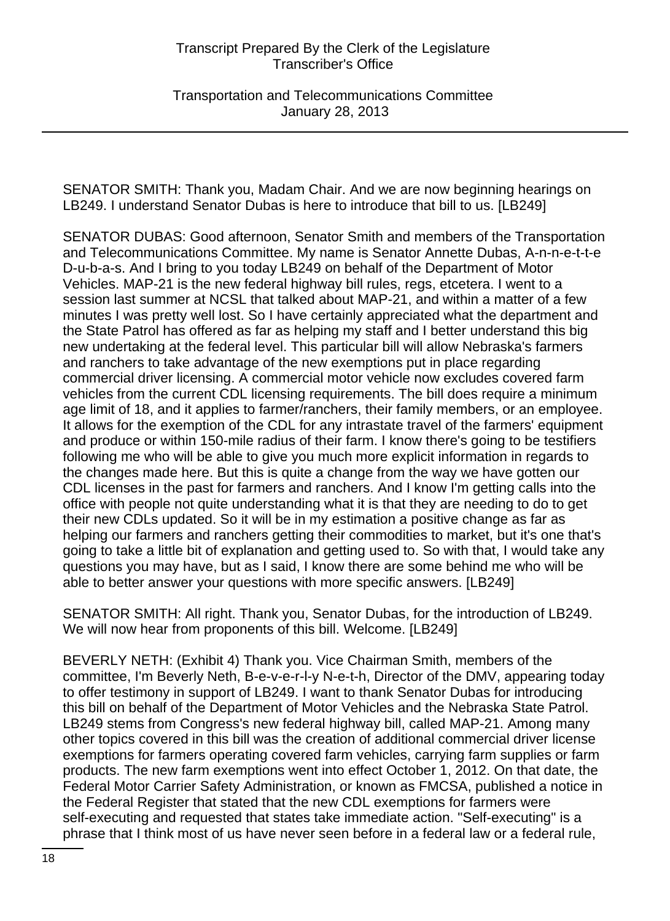SENATOR SMITH: Thank you, Madam Chair. And we are now beginning hearings on LB249. I understand Senator Dubas is here to introduce that bill to us. [LB249]

SENATOR DUBAS: Good afternoon, Senator Smith and members of the Transportation and Telecommunications Committee. My name is Senator Annette Dubas, A-n-n-e-t-t-e D-u-b-a-s. And I bring to you today LB249 on behalf of the Department of Motor Vehicles. MAP-21 is the new federal highway bill rules, regs, etcetera. I went to a session last summer at NCSL that talked about MAP-21, and within a matter of a few minutes I was pretty well lost. So I have certainly appreciated what the department and the State Patrol has offered as far as helping my staff and I better understand this big new undertaking at the federal level. This particular bill will allow Nebraska's farmers and ranchers to take advantage of the new exemptions put in place regarding commercial driver licensing. A commercial motor vehicle now excludes covered farm vehicles from the current CDL licensing requirements. The bill does require a minimum age limit of 18, and it applies to farmer/ranchers, their family members, or an employee. It allows for the exemption of the CDL for any intrastate travel of the farmers' equipment and produce or within 150-mile radius of their farm. I know there's going to be testifiers following me who will be able to give you much more explicit information in regards to the changes made here. But this is quite a change from the way we have gotten our CDL licenses in the past for farmers and ranchers. And I know I'm getting calls into the office with people not quite understanding what it is that they are needing to do to get their new CDLs updated. So it will be in my estimation a positive change as far as helping our farmers and ranchers getting their commodities to market, but it's one that's going to take a little bit of explanation and getting used to. So with that, I would take any questions you may have, but as I said, I know there are some behind me who will be able to better answer your questions with more specific answers. [LB249]

SENATOR SMITH: All right. Thank you, Senator Dubas, for the introduction of LB249. We will now hear from proponents of this bill. Welcome. [LB249]

BEVERLY NETH: (Exhibit 4) Thank you. Vice Chairman Smith, members of the committee, I'm Beverly Neth, B-e-v-e-r-l-y N-e-t-h, Director of the DMV, appearing today to offer testimony in support of LB249. I want to thank Senator Dubas for introducing this bill on behalf of the Department of Motor Vehicles and the Nebraska State Patrol. LB249 stems from Congress's new federal highway bill, called MAP-21. Among many other topics covered in this bill was the creation of additional commercial driver license exemptions for farmers operating covered farm vehicles, carrying farm supplies or farm products. The new farm exemptions went into effect October 1, 2012. On that date, the Federal Motor Carrier Safety Administration, or known as FMCSA, published a notice in the Federal Register that stated that the new CDL exemptions for farmers were self-executing and requested that states take immediate action. "Self-executing" is a phrase that I think most of us have never seen before in a federal law or a federal rule,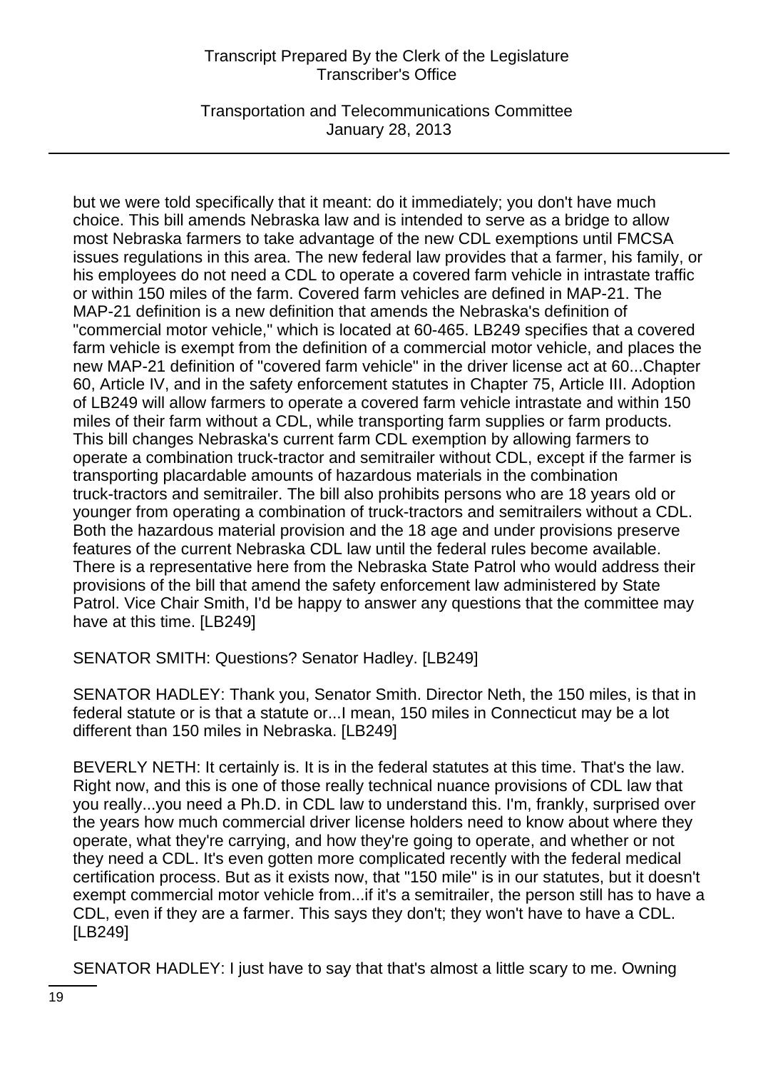but we were told specifically that it meant: do it immediately; you don't have much choice. This bill amends Nebraska law and is intended to serve as a bridge to allow most Nebraska farmers to take advantage of the new CDL exemptions until FMCSA issues regulations in this area. The new federal law provides that a farmer, his family, or his employees do not need a CDL to operate a covered farm vehicle in intrastate traffic or within 150 miles of the farm. Covered farm vehicles are defined in MAP-21. The MAP-21 definition is a new definition that amends the Nebraska's definition of "commercial motor vehicle," which is located at 60-465. LB249 specifies that a covered farm vehicle is exempt from the definition of a commercial motor vehicle, and places the new MAP-21 definition of "covered farm vehicle" in the driver license act at 60...Chapter 60, Article IV, and in the safety enforcement statutes in Chapter 75, Article III. Adoption of LB249 will allow farmers to operate a covered farm vehicle intrastate and within 150 miles of their farm without a CDL, while transporting farm supplies or farm products. This bill changes Nebraska's current farm CDL exemption by allowing farmers to operate a combination truck-tractor and semitrailer without CDL, except if the farmer is transporting placardable amounts of hazardous materials in the combination truck-tractors and semitrailer. The bill also prohibits persons who are 18 years old or younger from operating a combination of truck-tractors and semitrailers without a CDL. Both the hazardous material provision and the 18 age and under provisions preserve features of the current Nebraska CDL law until the federal rules become available. There is a representative here from the Nebraska State Patrol who would address their provisions of the bill that amend the safety enforcement law administered by State Patrol. Vice Chair Smith, I'd be happy to answer any questions that the committee may have at this time. [LB249]

SENATOR SMITH: Questions? Senator Hadley. [LB249]

SENATOR HADLEY: Thank you, Senator Smith. Director Neth, the 150 miles, is that in federal statute or is that a statute or...I mean, 150 miles in Connecticut may be a lot different than 150 miles in Nebraska. [LB249]

BEVERLY NETH: It certainly is. It is in the federal statutes at this time. That's the law. Right now, and this is one of those really technical nuance provisions of CDL law that you really...you need a Ph.D. in CDL law to understand this. I'm, frankly, surprised over the years how much commercial driver license holders need to know about where they operate, what they're carrying, and how they're going to operate, and whether or not they need a CDL. It's even gotten more complicated recently with the federal medical certification process. But as it exists now, that "150 mile" is in our statutes, but it doesn't exempt commercial motor vehicle from...if it's a semitrailer, the person still has to have a CDL, even if they are a farmer. This says they don't; they won't have to have a CDL. [LB249]

SENATOR HADLEY: I just have to say that that's almost a little scary to me. Owning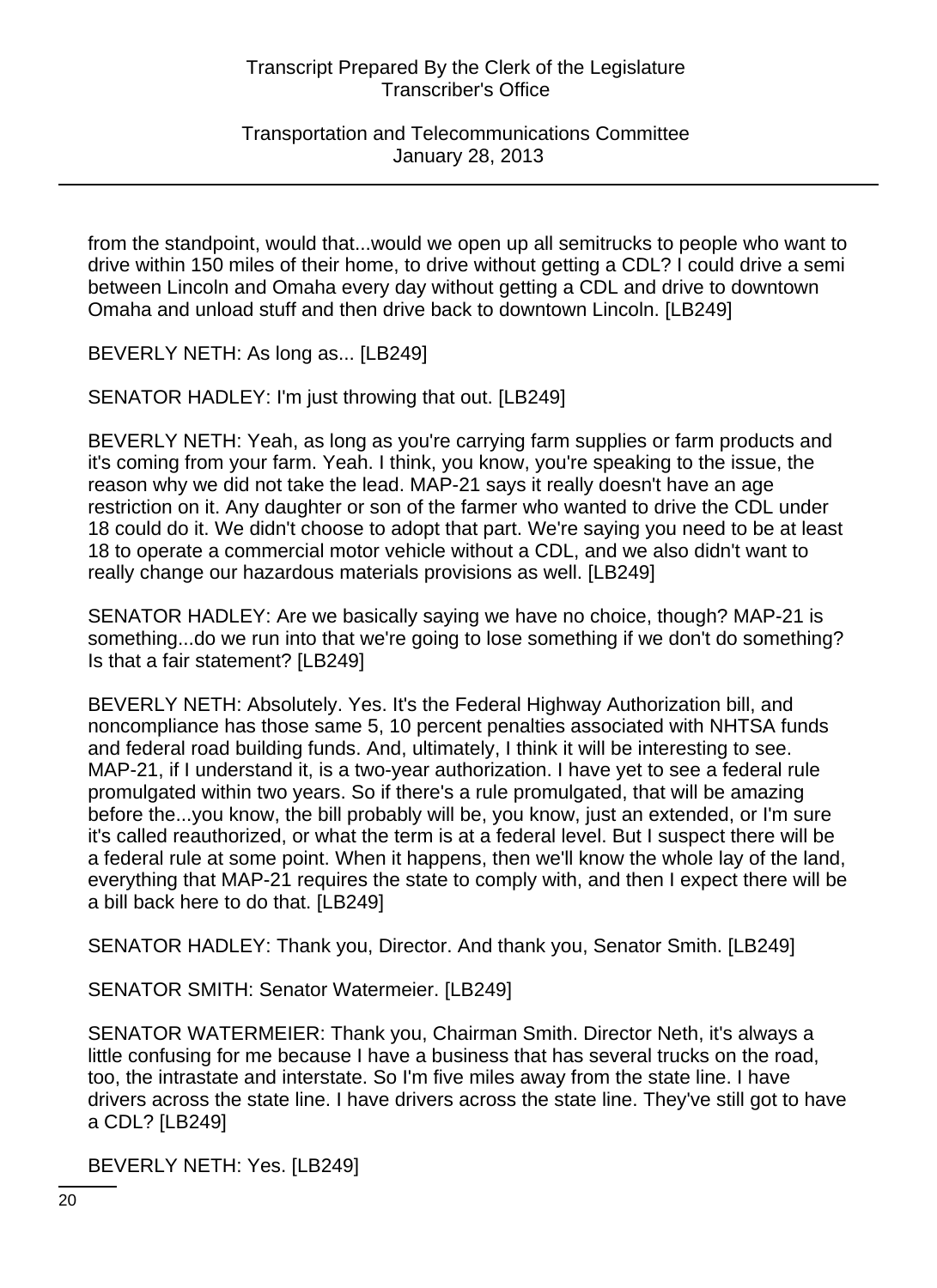from the standpoint, would that...would we open up all semitrucks to people who want to drive within 150 miles of their home, to drive without getting a CDL? I could drive a semi between Lincoln and Omaha every day without getting a CDL and drive to downtown Omaha and unload stuff and then drive back to downtown Lincoln. [LB249]

BEVERLY NETH: As long as... [LB249]

SENATOR HADLEY: I'm just throwing that out. [LB249]

BEVERLY NETH: Yeah, as long as you're carrying farm supplies or farm products and it's coming from your farm. Yeah. I think, you know, you're speaking to the issue, the reason why we did not take the lead. MAP-21 says it really doesn't have an age restriction on it. Any daughter or son of the farmer who wanted to drive the CDL under 18 could do it. We didn't choose to adopt that part. We're saying you need to be at least 18 to operate a commercial motor vehicle without a CDL, and we also didn't want to really change our hazardous materials provisions as well. [LB249]

SENATOR HADLEY: Are we basically saying we have no choice, though? MAP-21 is something...do we run into that we're going to lose something if we don't do something? Is that a fair statement? [LB249]

BEVERLY NETH: Absolutely. Yes. It's the Federal Highway Authorization bill, and noncompliance has those same 5, 10 percent penalties associated with NHTSA funds and federal road building funds. And, ultimately, I think it will be interesting to see. MAP-21, if I understand it, is a two-year authorization. I have yet to see a federal rule promulgated within two years. So if there's a rule promulgated, that will be amazing before the...you know, the bill probably will be, you know, just an extended, or I'm sure it's called reauthorized, or what the term is at a federal level. But I suspect there will be a federal rule at some point. When it happens, then we'll know the whole lay of the land, everything that MAP-21 requires the state to comply with, and then I expect there will be a bill back here to do that. [LB249]

SENATOR HADLEY: Thank you, Director. And thank you, Senator Smith. [LB249]

SENATOR SMITH: Senator Watermeier. [LB249]

SENATOR WATERMEIER: Thank you, Chairman Smith. Director Neth, it's always a little confusing for me because I have a business that has several trucks on the road, too, the intrastate and interstate. So I'm five miles away from the state line. I have drivers across the state line. I have drivers across the state line. They've still got to have a CDL? [LB249]

BEVERLY NETH: Yes. [LB249]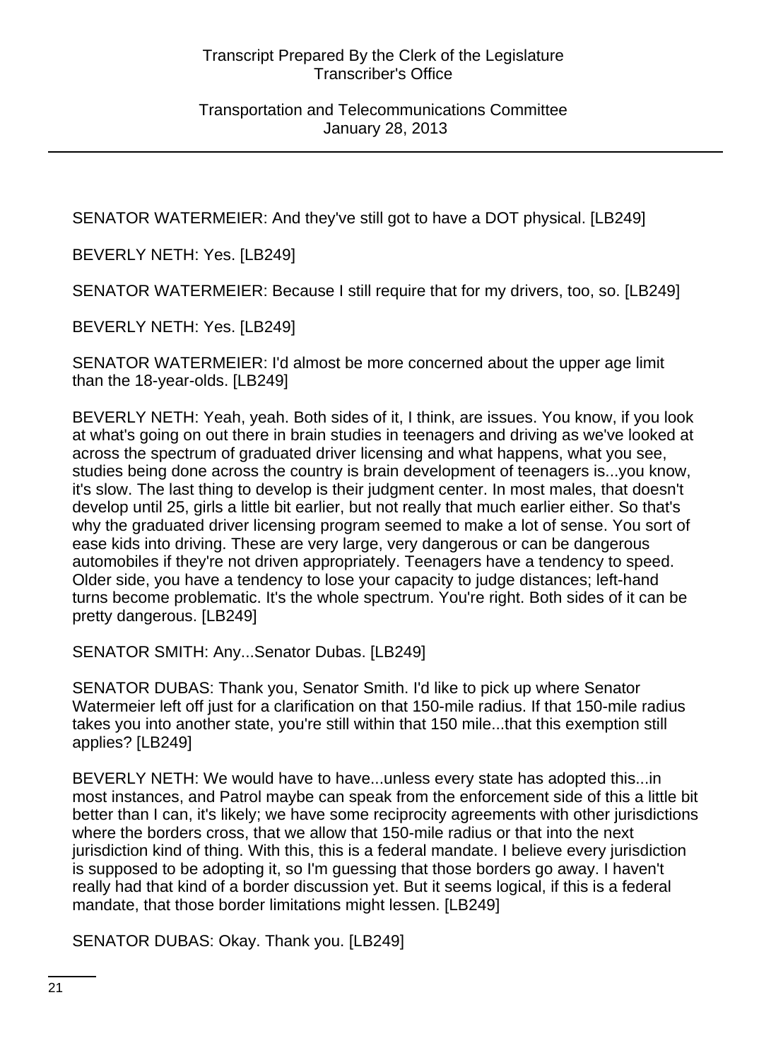SENATOR WATERMEIER: And they've still got to have a DOT physical. [LB249]

BEVERLY NETH: Yes. [LB249]

SENATOR WATERMEIER: Because I still require that for my drivers, too, so. [LB249]

BEVERLY NETH: Yes. [LB249]

SENATOR WATERMEIER: I'd almost be more concerned about the upper age limit than the 18-year-olds. [LB249]

BEVERLY NETH: Yeah, yeah. Both sides of it, I think, are issues. You know, if you look at what's going on out there in brain studies in teenagers and driving as we've looked at across the spectrum of graduated driver licensing and what happens, what you see, studies being done across the country is brain development of teenagers is...you know, it's slow. The last thing to develop is their judgment center. In most males, that doesn't develop until 25, girls a little bit earlier, but not really that much earlier either. So that's why the graduated driver licensing program seemed to make a lot of sense. You sort of ease kids into driving. These are very large, very dangerous or can be dangerous automobiles if they're not driven appropriately. Teenagers have a tendency to speed. Older side, you have a tendency to lose your capacity to judge distances; left-hand turns become problematic. It's the whole spectrum. You're right. Both sides of it can be pretty dangerous. [LB249]

SENATOR SMITH: Any...Senator Dubas. [LB249]

SENATOR DUBAS: Thank you, Senator Smith. I'd like to pick up where Senator Watermeier left off just for a clarification on that 150-mile radius. If that 150-mile radius takes you into another state, you're still within that 150 mile...that this exemption still applies? [LB249]

BEVERLY NETH: We would have to have...unless every state has adopted this...in most instances, and Patrol maybe can speak from the enforcement side of this a little bit better than I can, it's likely; we have some reciprocity agreements with other jurisdictions where the borders cross, that we allow that 150-mile radius or that into the next jurisdiction kind of thing. With this, this is a federal mandate. I believe every jurisdiction is supposed to be adopting it, so I'm guessing that those borders go away. I haven't really had that kind of a border discussion yet. But it seems logical, if this is a federal mandate, that those border limitations might lessen. [LB249]

SENATOR DUBAS: Okay. Thank you. [LB249]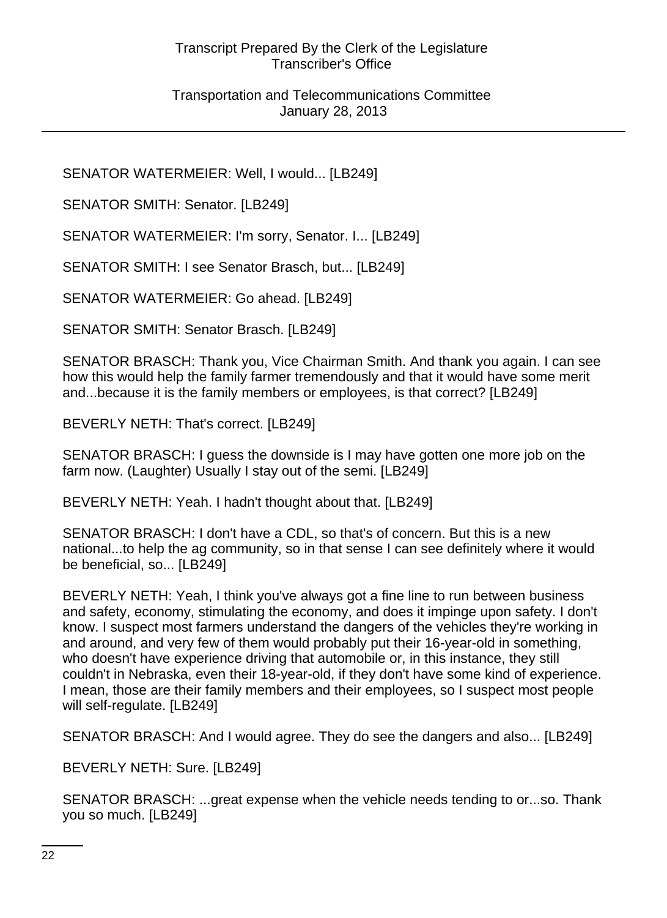SENATOR WATERMEIER: Well, I would... [LB249]

SENATOR SMITH: Senator. [LB249]

SENATOR WATERMEIER: I'm sorry, Senator. I... [LB249]

SENATOR SMITH: I see Senator Brasch, but... [LB249]

SENATOR WATERMEIER: Go ahead. [LB249]

SENATOR SMITH: Senator Brasch. [LB249]

SENATOR BRASCH: Thank you, Vice Chairman Smith. And thank you again. I can see how this would help the family farmer tremendously and that it would have some merit and...because it is the family members or employees, is that correct? [LB249]

BEVERLY NETH: That's correct. [LB249]

SENATOR BRASCH: I guess the downside is I may have gotten one more job on the farm now. (Laughter) Usually I stay out of the semi. [LB249]

BEVERLY NETH: Yeah. I hadn't thought about that. [LB249]

SENATOR BRASCH: I don't have a CDL, so that's of concern. But this is a new national...to help the ag community, so in that sense I can see definitely where it would be beneficial, so... [LB249]

BEVERLY NETH: Yeah, I think you've always got a fine line to run between business and safety, economy, stimulating the economy, and does it impinge upon safety. I don't know. I suspect most farmers understand the dangers of the vehicles they're working in and around, and very few of them would probably put their 16-year-old in something, who doesn't have experience driving that automobile or, in this instance, they still couldn't in Nebraska, even their 18-year-old, if they don't have some kind of experience. I mean, those are their family members and their employees, so I suspect most people will self-regulate. [LB249]

SENATOR BRASCH: And I would agree. They do see the dangers and also... [LB249]

BEVERLY NETH: Sure. [LB249]

SENATOR BRASCH: ...great expense when the vehicle needs tending to or...so. Thank you so much. [LB249]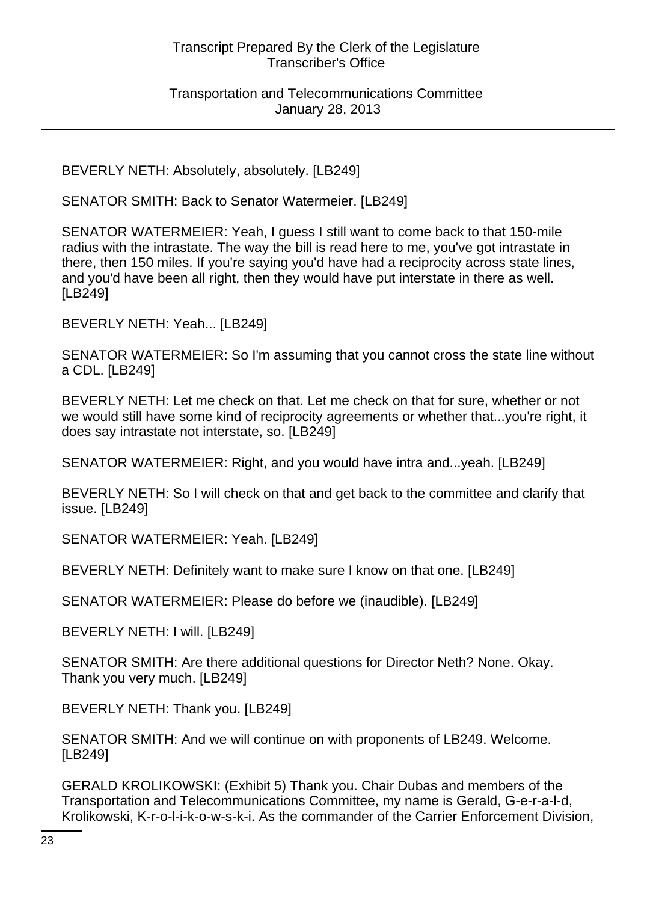BEVERLY NETH: Absolutely, absolutely. [LB249]

SENATOR SMITH: Back to Senator Watermeier. [LB249]

SENATOR WATERMEIER: Yeah, I guess I still want to come back to that 150-mile radius with the intrastate. The way the bill is read here to me, you've got intrastate in there, then 150 miles. If you're saying you'd have had a reciprocity across state lines, and you'd have been all right, then they would have put interstate in there as well. [LB249]

BEVERLY NETH: Yeah... [LB249]

SENATOR WATERMEIER: So I'm assuming that you cannot cross the state line without a CDL. [LB249]

BEVERLY NETH: Let me check on that. Let me check on that for sure, whether or not we would still have some kind of reciprocity agreements or whether that...you're right, it does say intrastate not interstate, so. [LB249]

SENATOR WATERMEIER: Right, and you would have intra and...yeah. [LB249]

BEVERLY NETH: So I will check on that and get back to the committee and clarify that issue. [LB249]

SENATOR WATERMEIER: Yeah. [LB249]

BEVERLY NETH: Definitely want to make sure I know on that one. [LB249]

SENATOR WATERMEIER: Please do before we (inaudible). [LB249]

BEVERLY NETH: I will. [LB249]

SENATOR SMITH: Are there additional questions for Director Neth? None. Okay. Thank you very much. [LB249]

BEVERLY NETH: Thank you. [LB249]

SENATOR SMITH: And we will continue on with proponents of LB249. Welcome. [LB249]

GERALD KROLIKOWSKI: (Exhibit 5) Thank you. Chair Dubas and members of the Transportation and Telecommunications Committee, my name is Gerald, G-e-r-a-l-d, Krolikowski, K-r-o-l-i-k-o-w-s-k-i. As the commander of the Carrier Enforcement Division,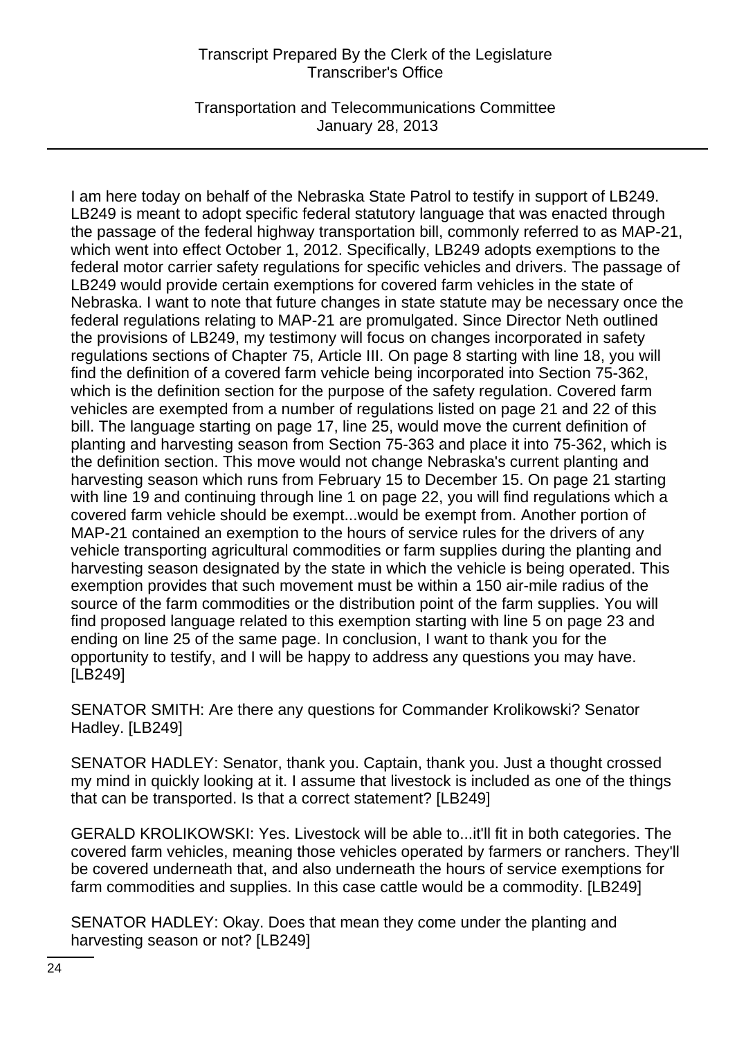I am here today on behalf of the Nebraska State Patrol to testify in support of LB249. LB249 is meant to adopt specific federal statutory language that was enacted through the passage of the federal highway transportation bill, commonly referred to as MAP-21, which went into effect October 1, 2012. Specifically, LB249 adopts exemptions to the federal motor carrier safety regulations for specific vehicles and drivers. The passage of LB249 would provide certain exemptions for covered farm vehicles in the state of Nebraska. I want to note that future changes in state statute may be necessary once the federal regulations relating to MAP-21 are promulgated. Since Director Neth outlined the provisions of LB249, my testimony will focus on changes incorporated in safety regulations sections of Chapter 75, Article III. On page 8 starting with line 18, you will find the definition of a covered farm vehicle being incorporated into Section 75-362, which is the definition section for the purpose of the safety regulation. Covered farm vehicles are exempted from a number of regulations listed on page 21 and 22 of this bill. The language starting on page 17, line 25, would move the current definition of planting and harvesting season from Section 75-363 and place it into 75-362, which is the definition section. This move would not change Nebraska's current planting and harvesting season which runs from February 15 to December 15. On page 21 starting with line 19 and continuing through line 1 on page 22, you will find regulations which a covered farm vehicle should be exempt...would be exempt from. Another portion of MAP-21 contained an exemption to the hours of service rules for the drivers of any vehicle transporting agricultural commodities or farm supplies during the planting and harvesting season designated by the state in which the vehicle is being operated. This exemption provides that such movement must be within a 150 air-mile radius of the source of the farm commodities or the distribution point of the farm supplies. You will find proposed language related to this exemption starting with line 5 on page 23 and ending on line 25 of the same page. In conclusion, I want to thank you for the opportunity to testify, and I will be happy to address any questions you may have. [LB249]

SENATOR SMITH: Are there any questions for Commander Krolikowski? Senator Hadley. [LB249]

SENATOR HADLEY: Senator, thank you. Captain, thank you. Just a thought crossed my mind in quickly looking at it. I assume that livestock is included as one of the things that can be transported. Is that a correct statement? [LB249]

GERALD KROLIKOWSKI: Yes. Livestock will be able to...it'll fit in both categories. The covered farm vehicles, meaning those vehicles operated by farmers or ranchers. They'll be covered underneath that, and also underneath the hours of service exemptions for farm commodities and supplies. In this case cattle would be a commodity. [LB249]

SENATOR HADLEY: Okay. Does that mean they come under the planting and harvesting season or not? [LB249]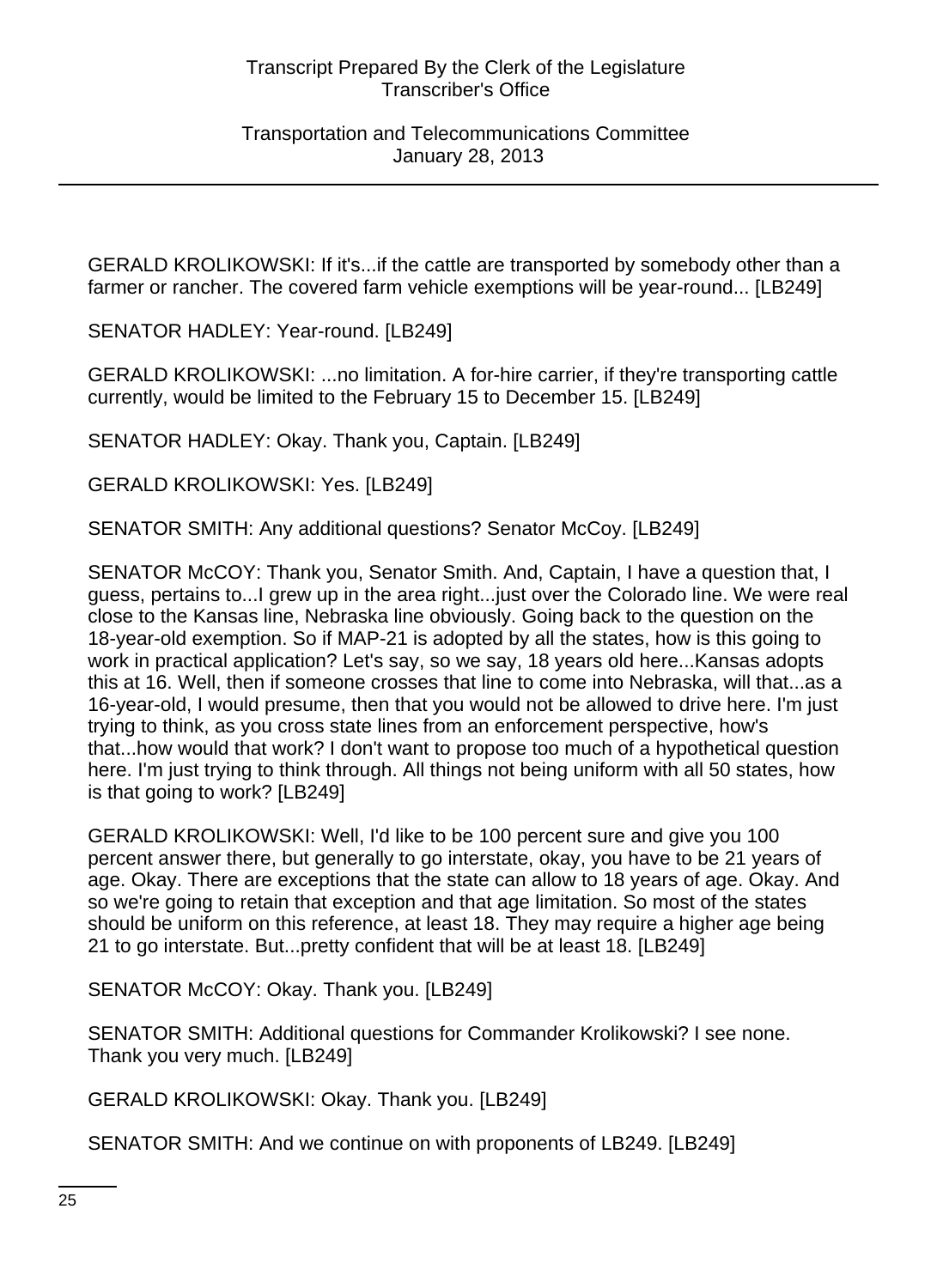GERALD KROLIKOWSKI: If it's...if the cattle are transported by somebody other than a farmer or rancher. The covered farm vehicle exemptions will be year-round... [LB249]

SENATOR HADLEY: Year-round. [LB249]

GERALD KROLIKOWSKI: ...no limitation. A for-hire carrier, if they're transporting cattle currently, would be limited to the February 15 to December 15. [LB249]

SENATOR HADLEY: Okay. Thank you, Captain. [LB249]

GERALD KROLIKOWSKI: Yes. [LB249]

SENATOR SMITH: Any additional questions? Senator McCoy. [LB249]

SENATOR McCOY: Thank you, Senator Smith. And, Captain, I have a question that, I guess, pertains to...I grew up in the area right...just over the Colorado line. We were real close to the Kansas line, Nebraska line obviously. Going back to the question on the 18-year-old exemption. So if MAP-21 is adopted by all the states, how is this going to work in practical application? Let's say, so we say, 18 years old here...Kansas adopts this at 16. Well, then if someone crosses that line to come into Nebraska, will that...as a 16-year-old, I would presume, then that you would not be allowed to drive here. I'm just trying to think, as you cross state lines from an enforcement perspective, how's that...how would that work? I don't want to propose too much of a hypothetical question here. I'm just trying to think through. All things not being uniform with all 50 states, how is that going to work? [LB249]

GERALD KROLIKOWSKI: Well, I'd like to be 100 percent sure and give you 100 percent answer there, but generally to go interstate, okay, you have to be 21 years of age. Okay. There are exceptions that the state can allow to 18 years of age. Okay. And so we're going to retain that exception and that age limitation. So most of the states should be uniform on this reference, at least 18. They may require a higher age being 21 to go interstate. But...pretty confident that will be at least 18. [LB249]

SENATOR McCOY: Okay. Thank you. [LB249]

SENATOR SMITH: Additional questions for Commander Krolikowski? I see none. Thank you very much. [LB249]

GERALD KROLIKOWSKI: Okay. Thank you. [LB249]

SENATOR SMITH: And we continue on with proponents of LB249. [LB249]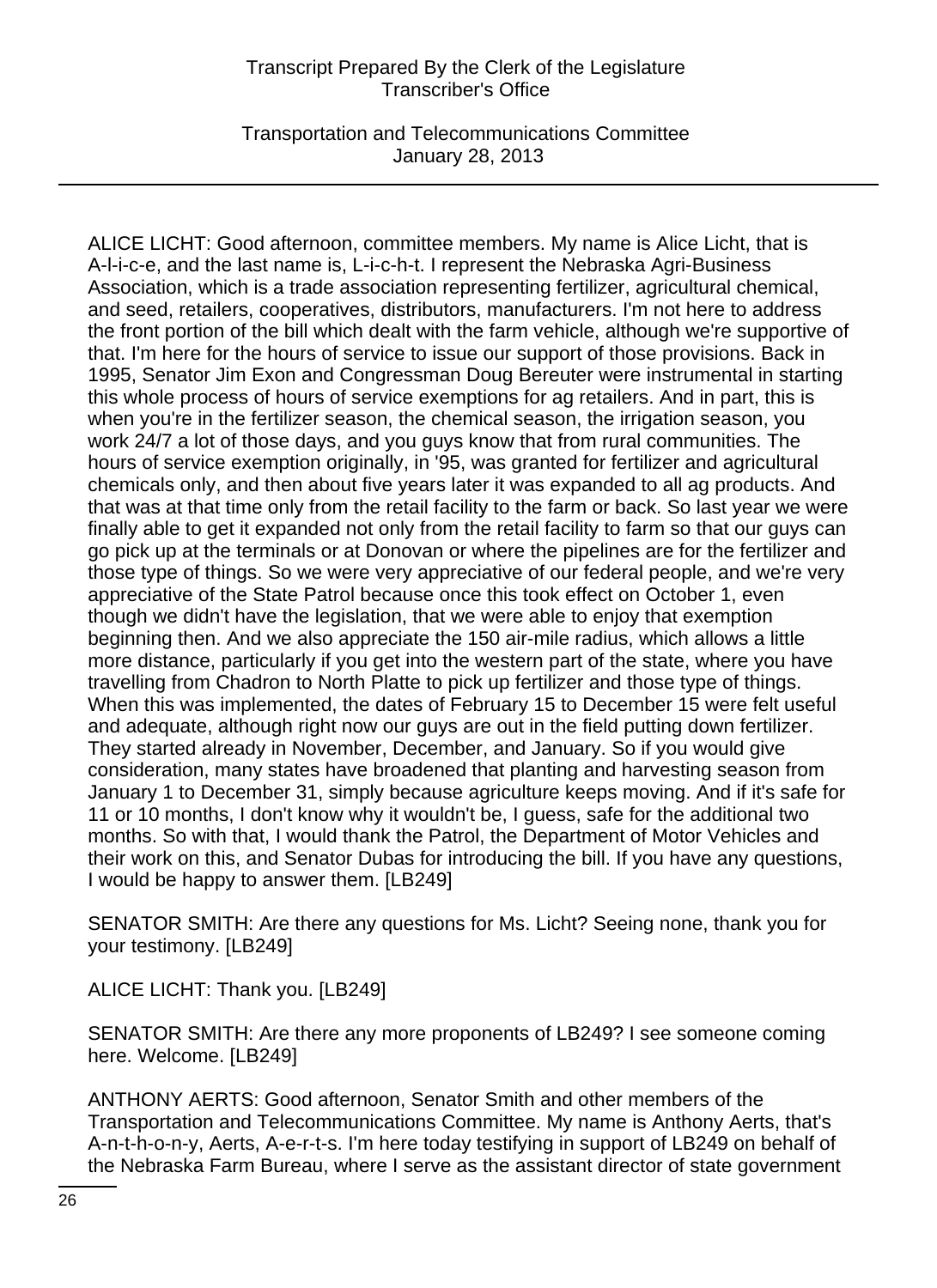ALICE LICHT: Good afternoon, committee members. My name is Alice Licht, that is A-l-i-c-e, and the last name is, L-i-c-h-t. I represent the Nebraska Agri-Business Association, which is a trade association representing fertilizer, agricultural chemical, and seed, retailers, cooperatives, distributors, manufacturers. I'm not here to address the front portion of the bill which dealt with the farm vehicle, although we're supportive of that. I'm here for the hours of service to issue our support of those provisions. Back in 1995, Senator Jim Exon and Congressman Doug Bereuter were instrumental in starting this whole process of hours of service exemptions for ag retailers. And in part, this is when you're in the fertilizer season, the chemical season, the irrigation season, you work 24/7 a lot of those days, and you guys know that from rural communities. The hours of service exemption originally, in '95, was granted for fertilizer and agricultural chemicals only, and then about five years later it was expanded to all ag products. And that was at that time only from the retail facility to the farm or back. So last year we were finally able to get it expanded not only from the retail facility to farm so that our guys can go pick up at the terminals or at Donovan or where the pipelines are for the fertilizer and those type of things. So we were very appreciative of our federal people, and we're very appreciative of the State Patrol because once this took effect on October 1, even though we didn't have the legislation, that we were able to enjoy that exemption beginning then. And we also appreciate the 150 air-mile radius, which allows a little more distance, particularly if you get into the western part of the state, where you have travelling from Chadron to North Platte to pick up fertilizer and those type of things. When this was implemented, the dates of February 15 to December 15 were felt useful and adequate, although right now our guys are out in the field putting down fertilizer. They started already in November, December, and January. So if you would give consideration, many states have broadened that planting and harvesting season from January 1 to December 31, simply because agriculture keeps moving. And if it's safe for 11 or 10 months, I don't know why it wouldn't be, I guess, safe for the additional two months. So with that, I would thank the Patrol, the Department of Motor Vehicles and their work on this, and Senator Dubas for introducing the bill. If you have any questions, I would be happy to answer them. [LB249]

SENATOR SMITH: Are there any questions for Ms. Licht? Seeing none, thank you for your testimony. [LB249]

ALICE LICHT: Thank you. [LB249]

SENATOR SMITH: Are there any more proponents of LB249? I see someone coming here. Welcome. [LB249]

ANTHONY AERTS: Good afternoon, Senator Smith and other members of the Transportation and Telecommunications Committee. My name is Anthony Aerts, that's A-n-t-h-o-n-y, Aerts, A-e-r-t-s. I'm here today testifying in support of LB249 on behalf of the Nebraska Farm Bureau, where I serve as the assistant director of state government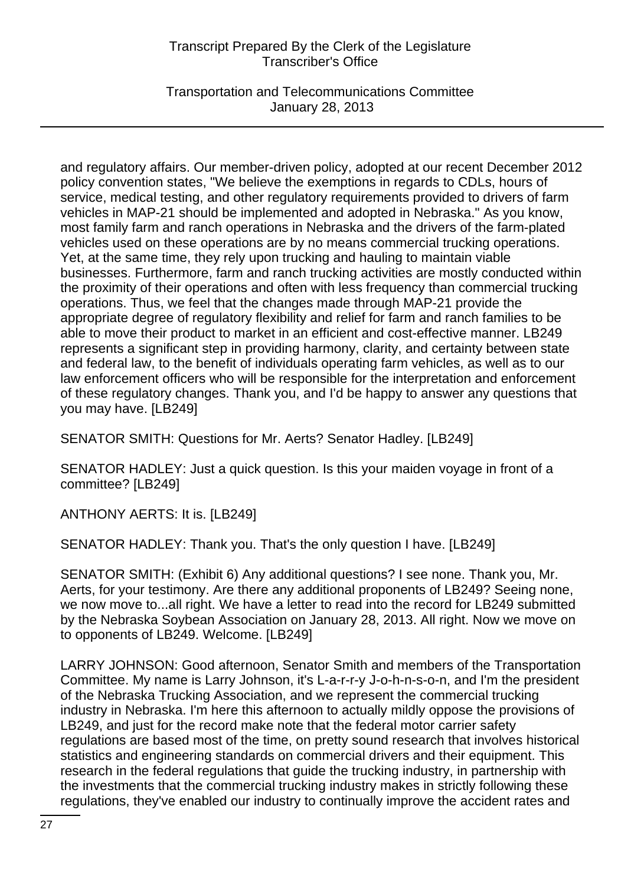and regulatory affairs. Our member-driven policy, adopted at our recent December 2012 policy convention states, "We believe the exemptions in regards to CDLs, hours of service, medical testing, and other regulatory requirements provided to drivers of farm vehicles in MAP-21 should be implemented and adopted in Nebraska." As you know, most family farm and ranch operations in Nebraska and the drivers of the farm-plated vehicles used on these operations are by no means commercial trucking operations. Yet, at the same time, they rely upon trucking and hauling to maintain viable businesses. Furthermore, farm and ranch trucking activities are mostly conducted within the proximity of their operations and often with less frequency than commercial trucking operations. Thus, we feel that the changes made through MAP-21 provide the appropriate degree of regulatory flexibility and relief for farm and ranch families to be able to move their product to market in an efficient and cost-effective manner. LB249 represents a significant step in providing harmony, clarity, and certainty between state and federal law, to the benefit of individuals operating farm vehicles, as well as to our law enforcement officers who will be responsible for the interpretation and enforcement of these regulatory changes. Thank you, and I'd be happy to answer any questions that you may have. [LB249]

SENATOR SMITH: Questions for Mr. Aerts? Senator Hadley. [LB249]

SENATOR HADLEY: Just a quick question. Is this your maiden voyage in front of a committee? [LB249]

ANTHONY AERTS: It is. [LB249]

SENATOR HADLEY: Thank you. That's the only question I have. [LB249]

SENATOR SMITH: (Exhibit 6) Any additional questions? I see none. Thank you, Mr. Aerts, for your testimony. Are there any additional proponents of LB249? Seeing none, we now move to...all right. We have a letter to read into the record for LB249 submitted by the Nebraska Soybean Association on January 28, 2013. All right. Now we move on to opponents of LB249. Welcome. [LB249]

LARRY JOHNSON: Good afternoon, Senator Smith and members of the Transportation Committee. My name is Larry Johnson, it's L-a-r-r-y J-o-h-n-s-o-n, and I'm the president of the Nebraska Trucking Association, and we represent the commercial trucking industry in Nebraska. I'm here this afternoon to actually mildly oppose the provisions of LB249, and just for the record make note that the federal motor carrier safety regulations are based most of the time, on pretty sound research that involves historical statistics and engineering standards on commercial drivers and their equipment. This research in the federal regulations that guide the trucking industry, in partnership with the investments that the commercial trucking industry makes in strictly following these regulations, they've enabled our industry to continually improve the accident rates and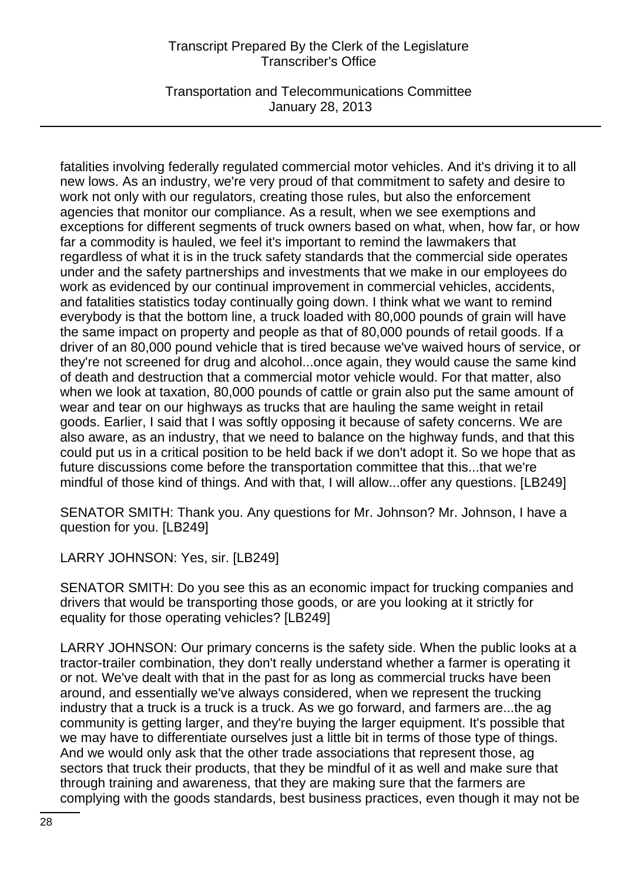fatalities involving federally regulated commercial motor vehicles. And it's driving it to all new lows. As an industry, we're very proud of that commitment to safety and desire to work not only with our regulators, creating those rules, but also the enforcement agencies that monitor our compliance. As a result, when we see exemptions and exceptions for different segments of truck owners based on what, when, how far, or how far a commodity is hauled, we feel it's important to remind the lawmakers that regardless of what it is in the truck safety standards that the commercial side operates under and the safety partnerships and investments that we make in our employees do work as evidenced by our continual improvement in commercial vehicles, accidents, and fatalities statistics today continually going down. I think what we want to remind everybody is that the bottom line, a truck loaded with 80,000 pounds of grain will have the same impact on property and people as that of 80,000 pounds of retail goods. If a driver of an 80,000 pound vehicle that is tired because we've waived hours of service, or they're not screened for drug and alcohol...once again, they would cause the same kind of death and destruction that a commercial motor vehicle would. For that matter, also when we look at taxation, 80,000 pounds of cattle or grain also put the same amount of wear and tear on our highways as trucks that are hauling the same weight in retail goods. Earlier, I said that I was softly opposing it because of safety concerns. We are also aware, as an industry, that we need to balance on the highway funds, and that this could put us in a critical position to be held back if we don't adopt it. So we hope that as future discussions come before the transportation committee that this...that we're mindful of those kind of things. And with that, I will allow...offer any questions. [LB249]

SENATOR SMITH: Thank you. Any questions for Mr. Johnson? Mr. Johnson, I have a question for you. [LB249]

LARRY JOHNSON: Yes, sir. [LB249]

SENATOR SMITH: Do you see this as an economic impact for trucking companies and drivers that would be transporting those goods, or are you looking at it strictly for equality for those operating vehicles? [LB249]

LARRY JOHNSON: Our primary concerns is the safety side. When the public looks at a tractor-trailer combination, they don't really understand whether a farmer is operating it or not. We've dealt with that in the past for as long as commercial trucks have been around, and essentially we've always considered, when we represent the trucking industry that a truck is a truck is a truck. As we go forward, and farmers are...the ag community is getting larger, and they're buying the larger equipment. It's possible that we may have to differentiate ourselves just a little bit in terms of those type of things. And we would only ask that the other trade associations that represent those, ag sectors that truck their products, that they be mindful of it as well and make sure that through training and awareness, that they are making sure that the farmers are complying with the goods standards, best business practices, even though it may not be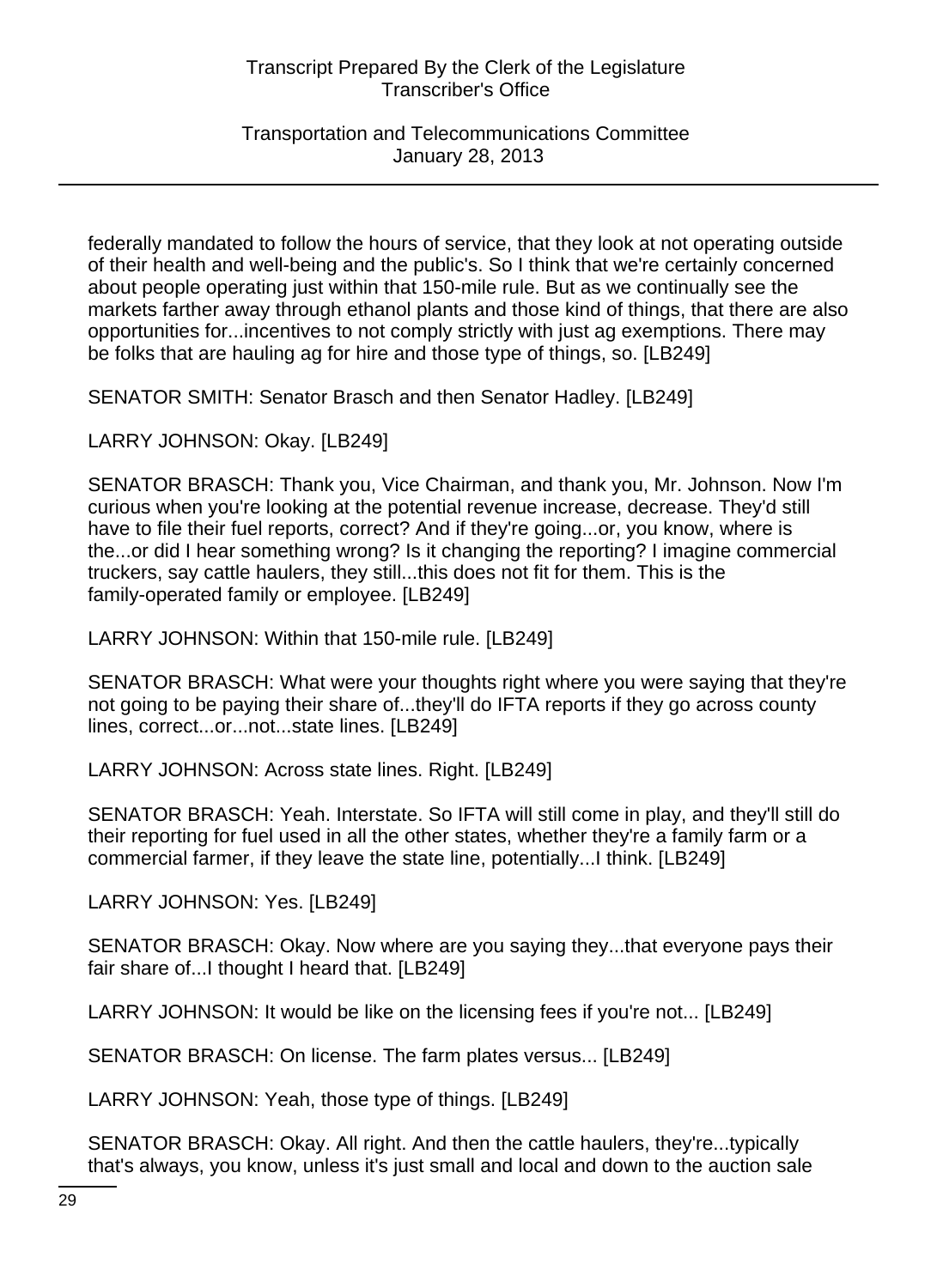federally mandated to follow the hours of service, that they look at not operating outside of their health and well-being and the public's. So I think that we're certainly concerned about people operating just within that 150-mile rule. But as we continually see the markets farther away through ethanol plants and those kind of things, that there are also opportunities for...incentives to not comply strictly with just ag exemptions. There may be folks that are hauling ag for hire and those type of things, so. [LB249]

SENATOR SMITH: Senator Brasch and then Senator Hadley. [LB249]

LARRY JOHNSON: Okay. [LB249]

SENATOR BRASCH: Thank you, Vice Chairman, and thank you, Mr. Johnson. Now I'm curious when you're looking at the potential revenue increase, decrease. They'd still have to file their fuel reports, correct? And if they're going...or, you know, where is the...or did I hear something wrong? Is it changing the reporting? I imagine commercial truckers, say cattle haulers, they still...this does not fit for them. This is the family-operated family or employee. [LB249]

LARRY JOHNSON: Within that 150-mile rule. [LB249]

SENATOR BRASCH: What were your thoughts right where you were saying that they're not going to be paying their share of...they'll do IFTA reports if they go across county lines, correct...or...not...state lines. [LB249]

LARRY JOHNSON: Across state lines. Right. [LB249]

SENATOR BRASCH: Yeah. Interstate. So IFTA will still come in play, and they'll still do their reporting for fuel used in all the other states, whether they're a family farm or a commercial farmer, if they leave the state line, potentially...I think. [LB249]

LARRY JOHNSON: Yes. [LB249]

SENATOR BRASCH: Okay. Now where are you saying they...that everyone pays their fair share of...I thought I heard that. [LB249]

LARRY JOHNSON: It would be like on the licensing fees if you're not... [LB249]

SENATOR BRASCH: On license. The farm plates versus... [LB249]

LARRY JOHNSON: Yeah, those type of things. [LB249]

SENATOR BRASCH: Okay. All right. And then the cattle haulers, they're...typically that's always, you know, unless it's just small and local and down to the auction sale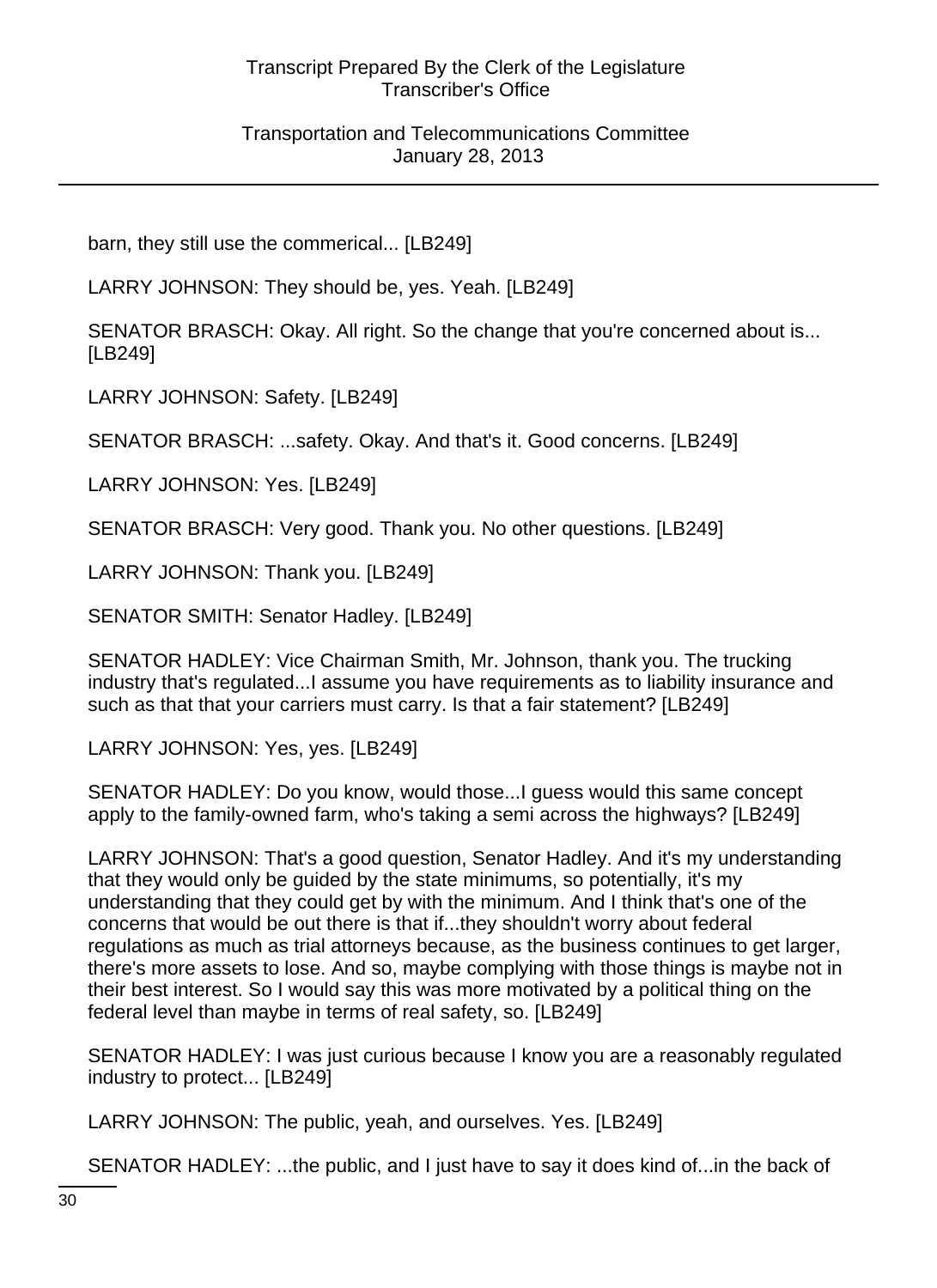barn, they still use the commerical... [LB249]

LARRY JOHNSON: They should be, yes. Yeah. [LB249]

SENATOR BRASCH: Okay. All right. So the change that you're concerned about is... [LB249]

LARRY JOHNSON: Safety. [LB249]

SENATOR BRASCH: ...safety. Okay. And that's it. Good concerns. [LB249]

LARRY JOHNSON: Yes. [LB249]

SENATOR BRASCH: Very good. Thank you. No other questions. [LB249]

LARRY JOHNSON: Thank you. [LB249]

SENATOR SMITH: Senator Hadley. [LB249]

SENATOR HADLEY: Vice Chairman Smith, Mr. Johnson, thank you. The trucking industry that's regulated...I assume you have requirements as to liability insurance and such as that that your carriers must carry. Is that a fair statement? [LB249]

LARRY JOHNSON: Yes, yes. [LB249]

SENATOR HADLEY: Do you know, would those...I guess would this same concept apply to the family-owned farm, who's taking a semi across the highways? [LB249]

LARRY JOHNSON: That's a good question, Senator Hadley. And it's my understanding that they would only be guided by the state minimums, so potentially, it's my understanding that they could get by with the minimum. And I think that's one of the concerns that would be out there is that if...they shouldn't worry about federal regulations as much as trial attorneys because, as the business continues to get larger, there's more assets to lose. And so, maybe complying with those things is maybe not in their best interest. So I would say this was more motivated by a political thing on the federal level than maybe in terms of real safety, so. [LB249]

SENATOR HADLEY: I was just curious because I know you are a reasonably regulated industry to protect... [LB249]

LARRY JOHNSON: The public, yeah, and ourselves. Yes. [LB249]

SENATOR HADLEY: ...the public, and I just have to say it does kind of...in the back of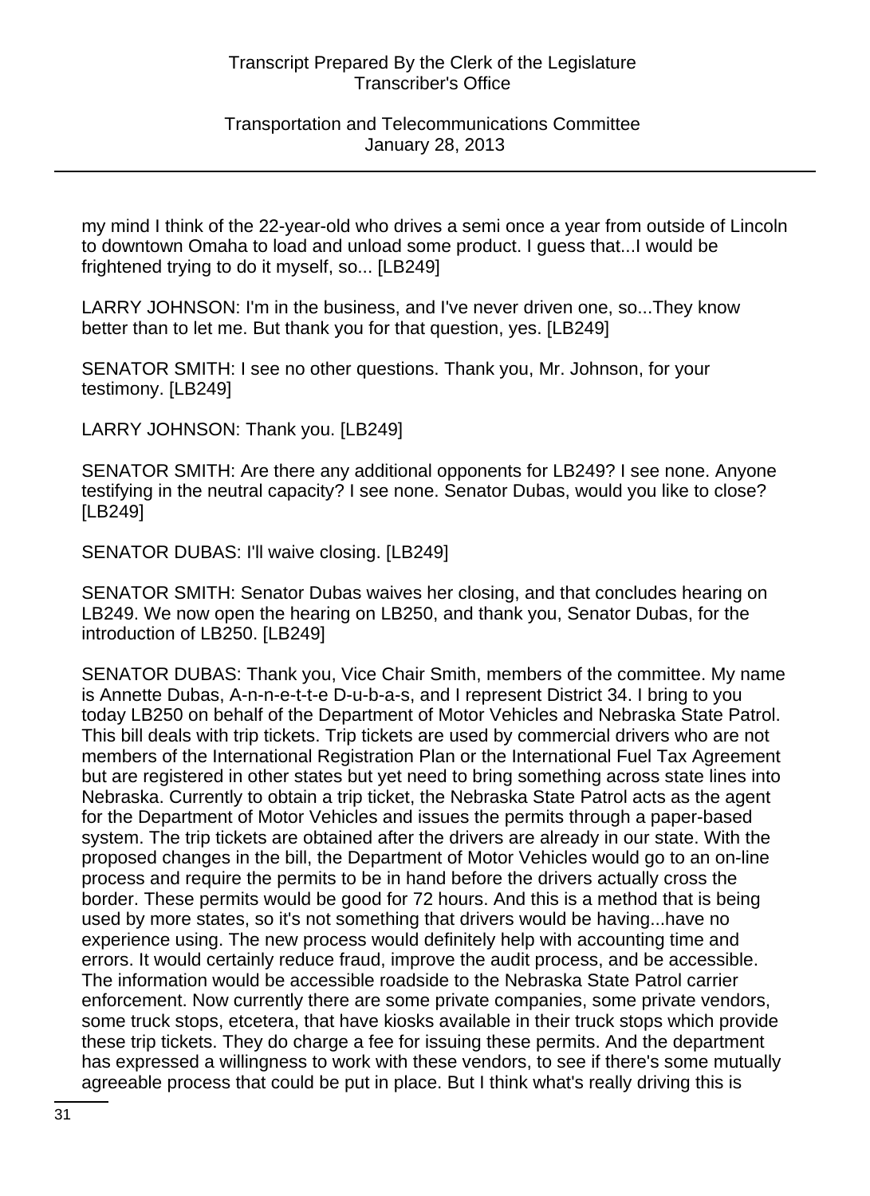my mind I think of the 22-year-old who drives a semi once a year from outside of Lincoln to downtown Omaha to load and unload some product. I guess that...I would be frightened trying to do it myself, so... [LB249]

LARRY JOHNSON: I'm in the business, and I've never driven one, so...They know better than to let me. But thank you for that question, yes. [LB249]

SENATOR SMITH: I see no other questions. Thank you, Mr. Johnson, for your testimony. [LB249]

LARRY JOHNSON: Thank you. [LB249]

SENATOR SMITH: Are there any additional opponents for LB249? I see none. Anyone testifying in the neutral capacity? I see none. Senator Dubas, would you like to close? [LB249]

SENATOR DUBAS: I'll waive closing. [LB249]

SENATOR SMITH: Senator Dubas waives her closing, and that concludes hearing on LB249. We now open the hearing on LB250, and thank you, Senator Dubas, for the introduction of LB250. [LB249]

SENATOR DUBAS: Thank you, Vice Chair Smith, members of the committee. My name is Annette Dubas, A-n-n-e-t-t-e D-u-b-a-s, and I represent District 34. I bring to you today LB250 on behalf of the Department of Motor Vehicles and Nebraska State Patrol. This bill deals with trip tickets. Trip tickets are used by commercial drivers who are not members of the International Registration Plan or the International Fuel Tax Agreement but are registered in other states but yet need to bring something across state lines into Nebraska. Currently to obtain a trip ticket, the Nebraska State Patrol acts as the agent for the Department of Motor Vehicles and issues the permits through a paper-based system. The trip tickets are obtained after the drivers are already in our state. With the proposed changes in the bill, the Department of Motor Vehicles would go to an on-line process and require the permits to be in hand before the drivers actually cross the border. These permits would be good for 72 hours. And this is a method that is being used by more states, so it's not something that drivers would be having...have no experience using. The new process would definitely help with accounting time and errors. It would certainly reduce fraud, improve the audit process, and be accessible. The information would be accessible roadside to the Nebraska State Patrol carrier enforcement. Now currently there are some private companies, some private vendors, some truck stops, etcetera, that have kiosks available in their truck stops which provide these trip tickets. They do charge a fee for issuing these permits. And the department has expressed a willingness to work with these vendors, to see if there's some mutually agreeable process that could be put in place. But I think what's really driving this is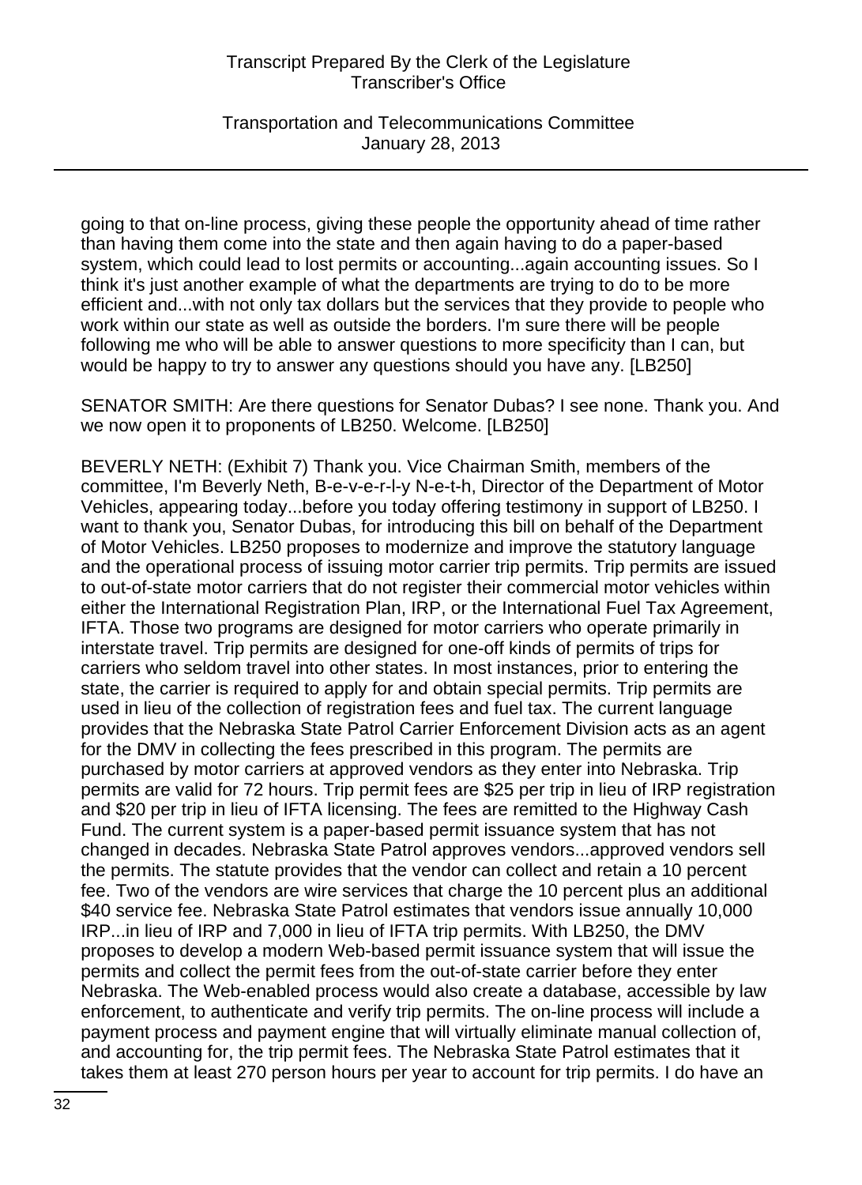going to that on-line process, giving these people the opportunity ahead of time rather than having them come into the state and then again having to do a paper-based system, which could lead to lost permits or accounting...again accounting issues. So I think it's just another example of what the departments are trying to do to be more efficient and...with not only tax dollars but the services that they provide to people who work within our state as well as outside the borders. I'm sure there will be people following me who will be able to answer questions to more specificity than I can, but would be happy to try to answer any questions should you have any. [LB250]

SENATOR SMITH: Are there questions for Senator Dubas? I see none. Thank you. And we now open it to proponents of LB250. Welcome. [LB250]

BEVERLY NETH: (Exhibit 7) Thank you. Vice Chairman Smith, members of the committee, I'm Beverly Neth, B-e-v-e-r-l-y N-e-t-h, Director of the Department of Motor Vehicles, appearing today...before you today offering testimony in support of LB250. I want to thank you, Senator Dubas, for introducing this bill on behalf of the Department of Motor Vehicles. LB250 proposes to modernize and improve the statutory language and the operational process of issuing motor carrier trip permits. Trip permits are issued to out-of-state motor carriers that do not register their commercial motor vehicles within either the International Registration Plan, IRP, or the International Fuel Tax Agreement, IFTA. Those two programs are designed for motor carriers who operate primarily in interstate travel. Trip permits are designed for one-off kinds of permits of trips for carriers who seldom travel into other states. In most instances, prior to entering the state, the carrier is required to apply for and obtain special permits. Trip permits are used in lieu of the collection of registration fees and fuel tax. The current language provides that the Nebraska State Patrol Carrier Enforcement Division acts as an agent for the DMV in collecting the fees prescribed in this program. The permits are purchased by motor carriers at approved vendors as they enter into Nebraska. Trip permits are valid for 72 hours. Trip permit fees are $25 per trip in lieu of IRP registration and $20 per trip in lieu of IFTA licensing. The fees are remitted to the Highway Cash Fund. The current system is a paper-based permit issuance system that has not changed in decades. Nebraska State Patrol approves vendors...approved vendors sell the permits. The statute provides that the vendor can collect and retain a 10 percent fee. Two of the vendors are wire services that charge the 10 percent plus an additional $40 service fee. Nebraska State Patrol estimates that vendors issue annually 10,000 IRP...in lieu of IRP and 7,000 in lieu of IFTA trip permits. With LB250, the DMV proposes to develop a modern Web-based permit issuance system that will issue the permits and collect the permit fees from the out-of-state carrier before they enter Nebraska. The Web-enabled process would also create a database, accessible by law enforcement, to authenticate and verify trip permits. The on-line process will include a payment process and payment engine that will virtually eliminate manual collection of, and accounting for, the trip permit fees. The Nebraska State Patrol estimates that it takes them at least 270 person hours per year to account for trip permits. I do have an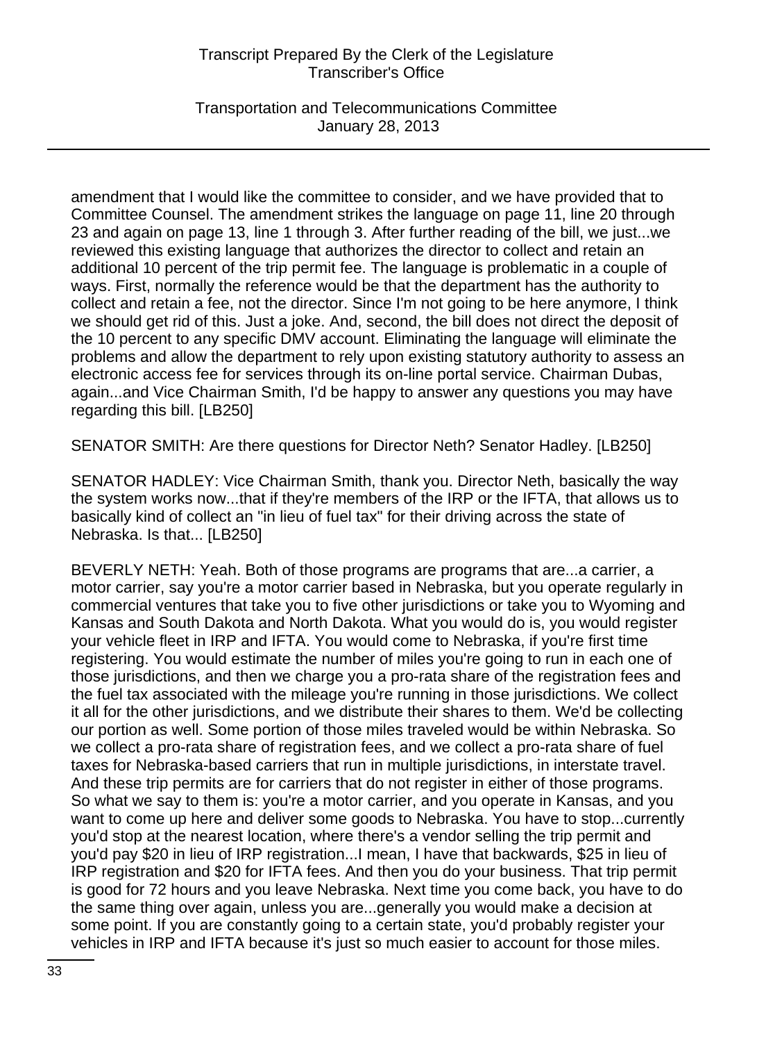amendment that I would like the committee to consider, and we have provided that to Committee Counsel. The amendment strikes the language on page 11, line 20 through 23 and again on page 13, line 1 through 3. After further reading of the bill, we just...we reviewed this existing language that authorizes the director to collect and retain an additional 10 percent of the trip permit fee. The language is problematic in a couple of ways. First, normally the reference would be that the department has the authority to collect and retain a fee, not the director. Since I'm not going to be here anymore, I think we should get rid of this. Just a joke. And, second, the bill does not direct the deposit of the 10 percent to any specific DMV account. Eliminating the language will eliminate the problems and allow the department to rely upon existing statutory authority to assess an electronic access fee for services through its on-line portal service. Chairman Dubas, again...and Vice Chairman Smith, I'd be happy to answer any questions you may have regarding this bill. [LB250]

SENATOR SMITH: Are there questions for Director Neth? Senator Hadley. [LB250]

SENATOR HADLEY: Vice Chairman Smith, thank you. Director Neth, basically the way the system works now...that if they're members of the IRP or the IFTA, that allows us to basically kind of collect an "in lieu of fuel tax" for their driving across the state of Nebraska. Is that... [LB250]

BEVERLY NETH: Yeah. Both of those programs are programs that are...a carrier, a motor carrier, say you're a motor carrier based in Nebraska, but you operate regularly in commercial ventures that take you to five other jurisdictions or take you to Wyoming and Kansas and South Dakota and North Dakota. What you would do is, you would register your vehicle fleet in IRP and IFTA. You would come to Nebraska, if you're first time registering. You would estimate the number of miles you're going to run in each one of those jurisdictions, and then we charge you a pro-rata share of the registration fees and the fuel tax associated with the mileage you're running in those jurisdictions. We collect it all for the other jurisdictions, and we distribute their shares to them. We'd be collecting our portion as well. Some portion of those miles traveled would be within Nebraska. So we collect a pro-rata share of registration fees, and we collect a pro-rata share of fuel taxes for Nebraska-based carriers that run in multiple jurisdictions, in interstate travel. And these trip permits are for carriers that do not register in either of those programs. So what we say to them is: you're a motor carrier, and you operate in Kansas, and you want to come up here and deliver some goods to Nebraska. You have to stop...currently you'd stop at the nearest location, where there's a vendor selling the trip permit and you'd pay $20 in lieu of IRP registration...I mean, I have that backwards, $25 in lieu of IRP registration and $20 for IFTA fees. And then you do your business. That trip permit is good for 72 hours and you leave Nebraska. Next time you come back, you have to do the same thing over again, unless you are...generally you would make a decision at some point. If you are constantly going to a certain state, you'd probably register your vehicles in IRP and IFTA because it's just so much easier to account for those miles.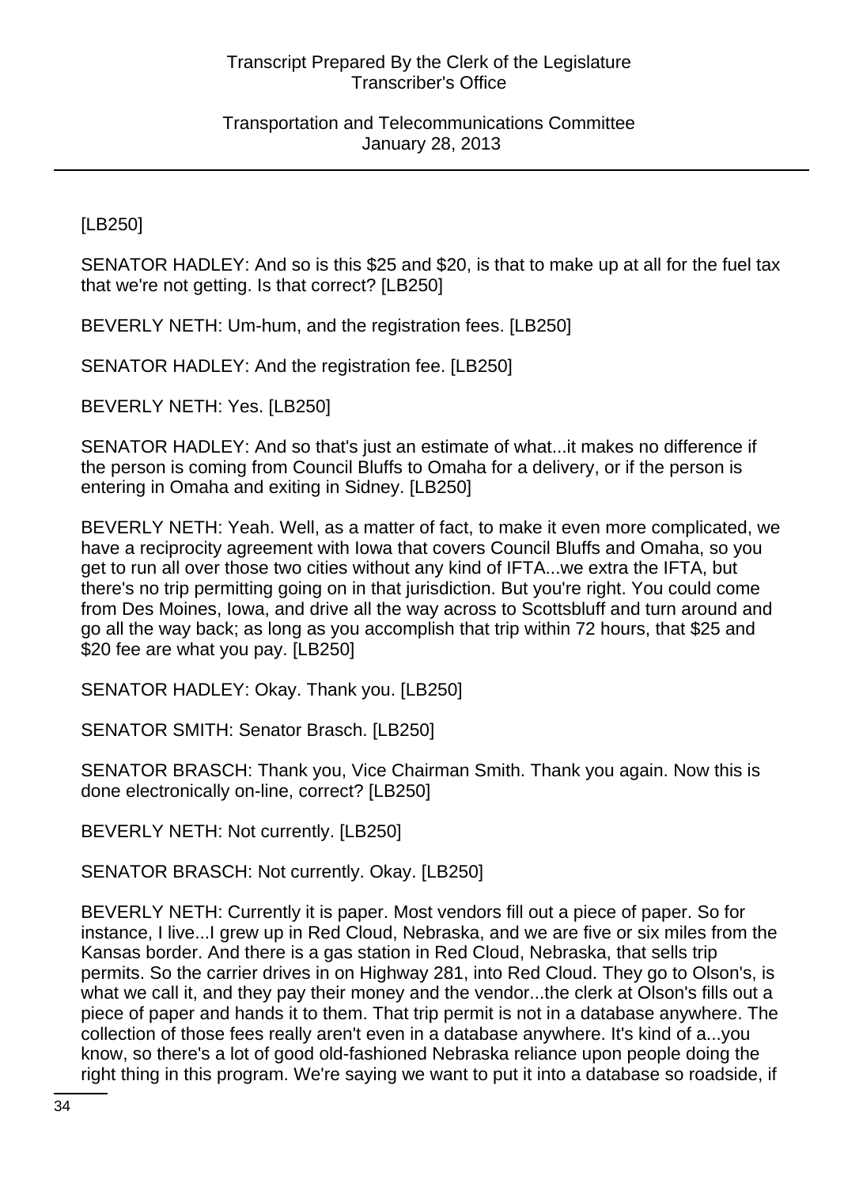[LB250]

SENATOR HADLEY: And so is this $25 and $20, is that to make up at all for the fuel tax that we're not getting. Is that correct? [LB250]

BEVERLY NETH: Um-hum, and the registration fees. [LB250]

SENATOR HADLEY: And the registration fee. [LB250]

BEVERLY NETH: Yes. [LB250]

SENATOR HADLEY: And so that's just an estimate of what...it makes no difference if the person is coming from Council Bluffs to Omaha for a delivery, or if the person is entering in Omaha and exiting in Sidney. [LB250]

BEVERLY NETH: Yeah. Well, as a matter of fact, to make it even more complicated, we have a reciprocity agreement with Iowa that covers Council Bluffs and Omaha, so you get to run all over those two cities without any kind of IFTA...we extra the IFTA, but there's no trip permitting going on in that jurisdiction. But you're right. You could come from Des Moines, Iowa, and drive all the way across to Scottsbluff and turn around and go all the way back; as long as you accomplish that trip within 72 hours, that $25 and $20 fee are what you pay. [LB250]

SENATOR HADLEY: Okay. Thank you. [LB250]

SENATOR SMITH: Senator Brasch. [LB250]

SENATOR BRASCH: Thank you, Vice Chairman Smith. Thank you again. Now this is done electronically on-line, correct? [LB250]

BEVERLY NETH: Not currently. [LB250]

SENATOR BRASCH: Not currently. Okay. [LB250]

BEVERLY NETH: Currently it is paper. Most vendors fill out a piece of paper. So for instance, I live...I grew up in Red Cloud, Nebraska, and we are five or six miles from the Kansas border. And there is a gas station in Red Cloud, Nebraska, that sells trip permits. So the carrier drives in on Highway 281, into Red Cloud. They go to Olson's, is what we call it, and they pay their money and the vendor...the clerk at Olson's fills out a piece of paper and hands it to them. That trip permit is not in a database anywhere. The collection of those fees really aren't even in a database anywhere. It's kind of a...you know, so there's a lot of good old-fashioned Nebraska reliance upon people doing the right thing in this program. We're saying we want to put it into a database so roadside, if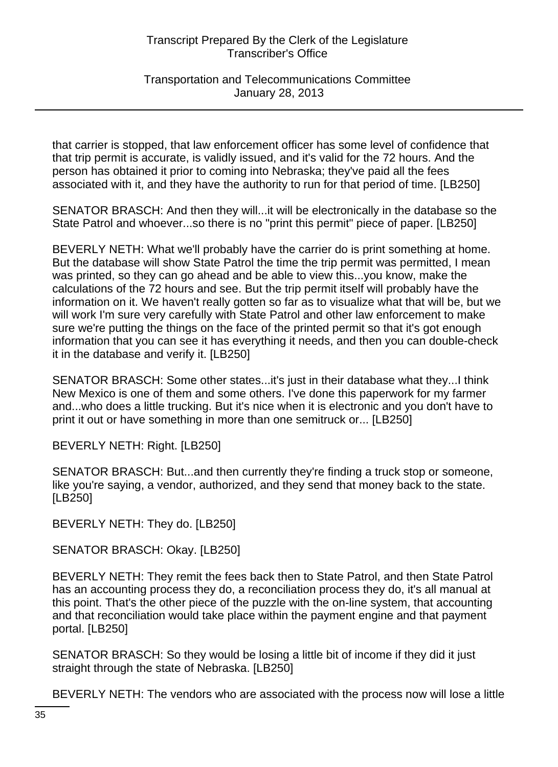that carrier is stopped, that law enforcement officer has some level of confidence that that trip permit is accurate, is validly issued, and it's valid for the 72 hours. And the person has obtained it prior to coming into Nebraska; they've paid all the fees associated with it, and they have the authority to run for that period of time. [LB250]

SENATOR BRASCH: And then they will...it will be electronically in the database so the State Patrol and whoever...so there is no "print this permit" piece of paper. [LB250]

BEVERLY NETH: What we'll probably have the carrier do is print something at home. But the database will show State Patrol the time the trip permit was permitted, I mean was printed, so they can go ahead and be able to view this...you know, make the calculations of the 72 hours and see. But the trip permit itself will probably have the information on it. We haven't really gotten so far as to visualize what that will be, but we will work I'm sure very carefully with State Patrol and other law enforcement to make sure we're putting the things on the face of the printed permit so that it's got enough information that you can see it has everything it needs, and then you can double-check it in the database and verify it. [LB250]

SENATOR BRASCH: Some other states...it's just in their database what they...I think New Mexico is one of them and some others. I've done this paperwork for my farmer and...who does a little trucking. But it's nice when it is electronic and you don't have to print it out or have something in more than one semitruck or... [LB250]

BEVERLY NETH: Right. [LB250]

SENATOR BRASCH: But...and then currently they're finding a truck stop or someone, like you're saying, a vendor, authorized, and they send that money back to the state. [LB250]

BEVERLY NETH: They do. [LB250]

SENATOR BRASCH: Okay. [LB250]

BEVERLY NETH: They remit the fees back then to State Patrol, and then State Patrol has an accounting process they do, a reconciliation process they do, it's all manual at this point. That's the other piece of the puzzle with the on-line system, that accounting and that reconciliation would take place within the payment engine and that payment portal. [LB250]

SENATOR BRASCH: So they would be losing a little bit of income if they did it just straight through the state of Nebraska. [LB250]

BEVERLY NETH: The vendors who are associated with the process now will lose a little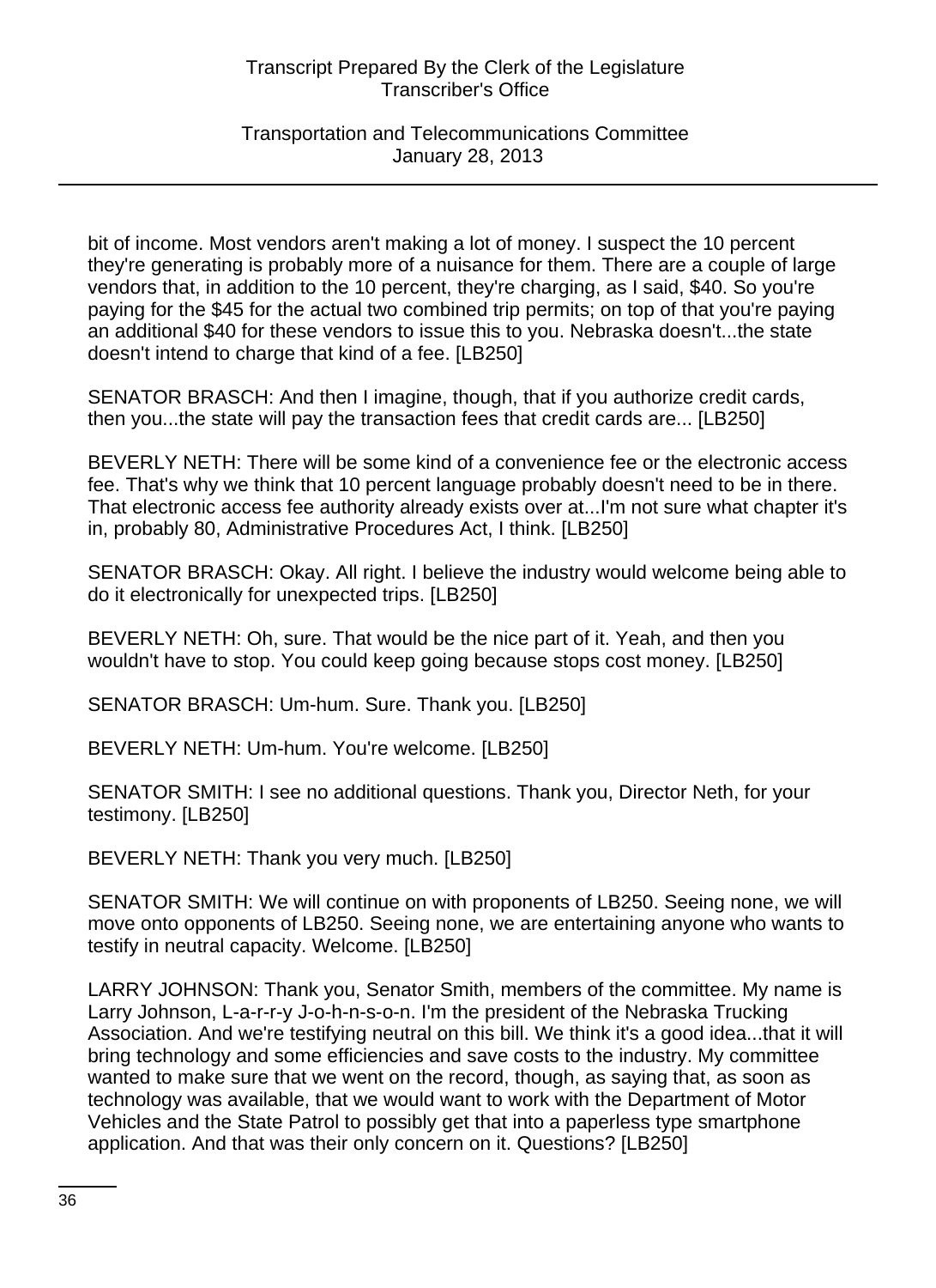bit of income. Most vendors aren't making a lot of money. I suspect the 10 percent they're generating is probably more of a nuisance for them. There are a couple of large vendors that, in addition to the 10 percent, they're charging, as I said, $40. So you're paying for the $45 for the actual two combined trip permits; on top of that you're paying an additional $40 for these vendors to issue this to you. Nebraska doesn't...the state doesn't intend to charge that kind of a fee. [LB250]

SENATOR BRASCH: And then I imagine, though, that if you authorize credit cards, then you...the state will pay the transaction fees that credit cards are... [LB250]

BEVERLY NETH: There will be some kind of a convenience fee or the electronic access fee. That's why we think that 10 percent language probably doesn't need to be in there. That electronic access fee authority already exists over at...I'm not sure what chapter it's in, probably 80, Administrative Procedures Act, I think. [LB250]

SENATOR BRASCH: Okay. All right. I believe the industry would welcome being able to do it electronically for unexpected trips. [LB250]

BEVERLY NETH: Oh, sure. That would be the nice part of it. Yeah, and then you wouldn't have to stop. You could keep going because stops cost money. [LB250]

SENATOR BRASCH: Um-hum. Sure. Thank you. [LB250]

BEVERLY NETH: Um-hum. You're welcome. [LB250]

SENATOR SMITH: I see no additional questions. Thank you, Director Neth, for your testimony. [LB250]

BEVERLY NETH: Thank you very much. [LB250]

SENATOR SMITH: We will continue on with proponents of LB250. Seeing none, we will move onto opponents of LB250. Seeing none, we are entertaining anyone who wants to testify in neutral capacity. Welcome. [LB250]

LARRY JOHNSON: Thank you, Senator Smith, members of the committee. My name is Larry Johnson, L-a-r-r-y J-o-h-n-s-o-n. I'm the president of the Nebraska Trucking Association. And we're testifying neutral on this bill. We think it's a good idea...that it will bring technology and some efficiencies and save costs to the industry. My committee wanted to make sure that we went on the record, though, as saying that, as soon as technology was available, that we would want to work with the Department of Motor Vehicles and the State Patrol to possibly get that into a paperless type smartphone application. And that was their only concern on it. Questions? [LB250]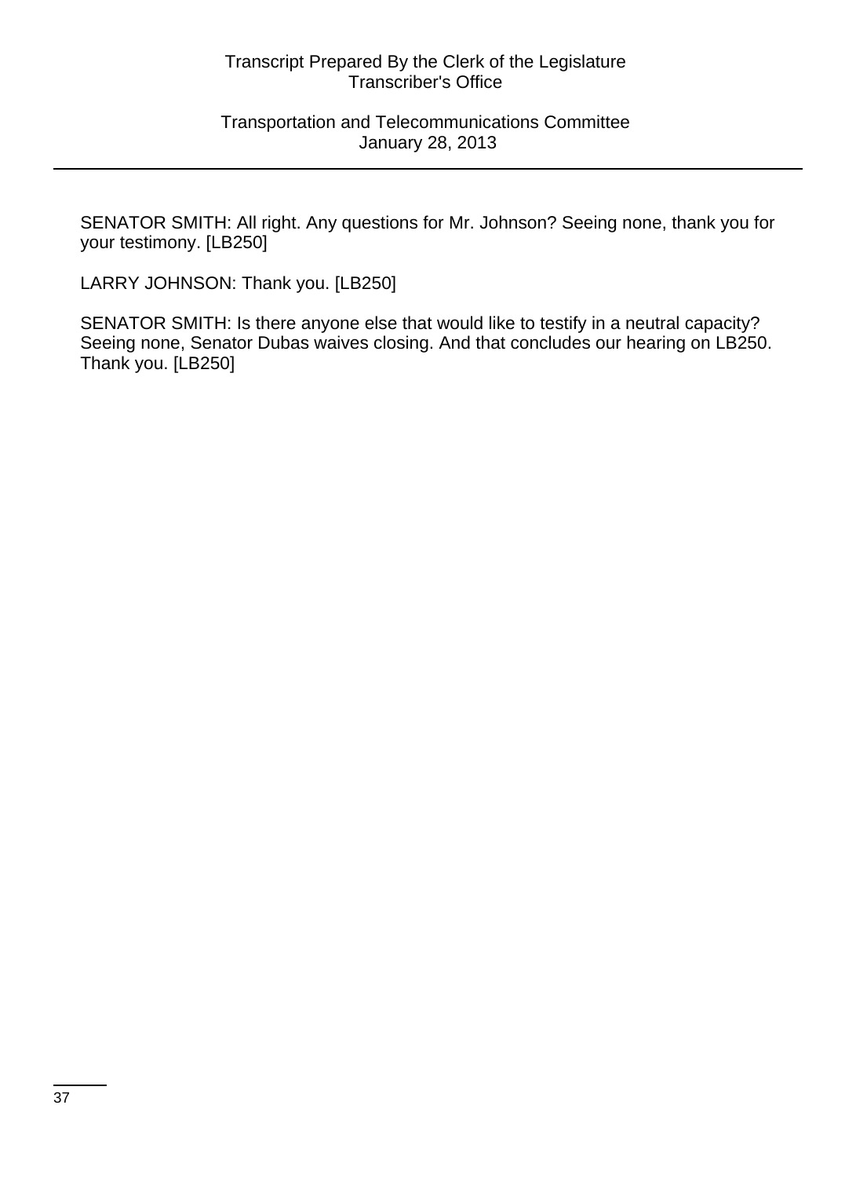SENATOR SMITH: All right. Any questions for Mr. Johnson? Seeing none, thank you for your testimony. [LB250]

LARRY JOHNSON: Thank you. [LB250]

SENATOR SMITH: Is there anyone else that would like to testify in a neutral capacity? Seeing none, Senator Dubas waives closing. And that concludes our hearing on LB250. Thank you. [LB250]